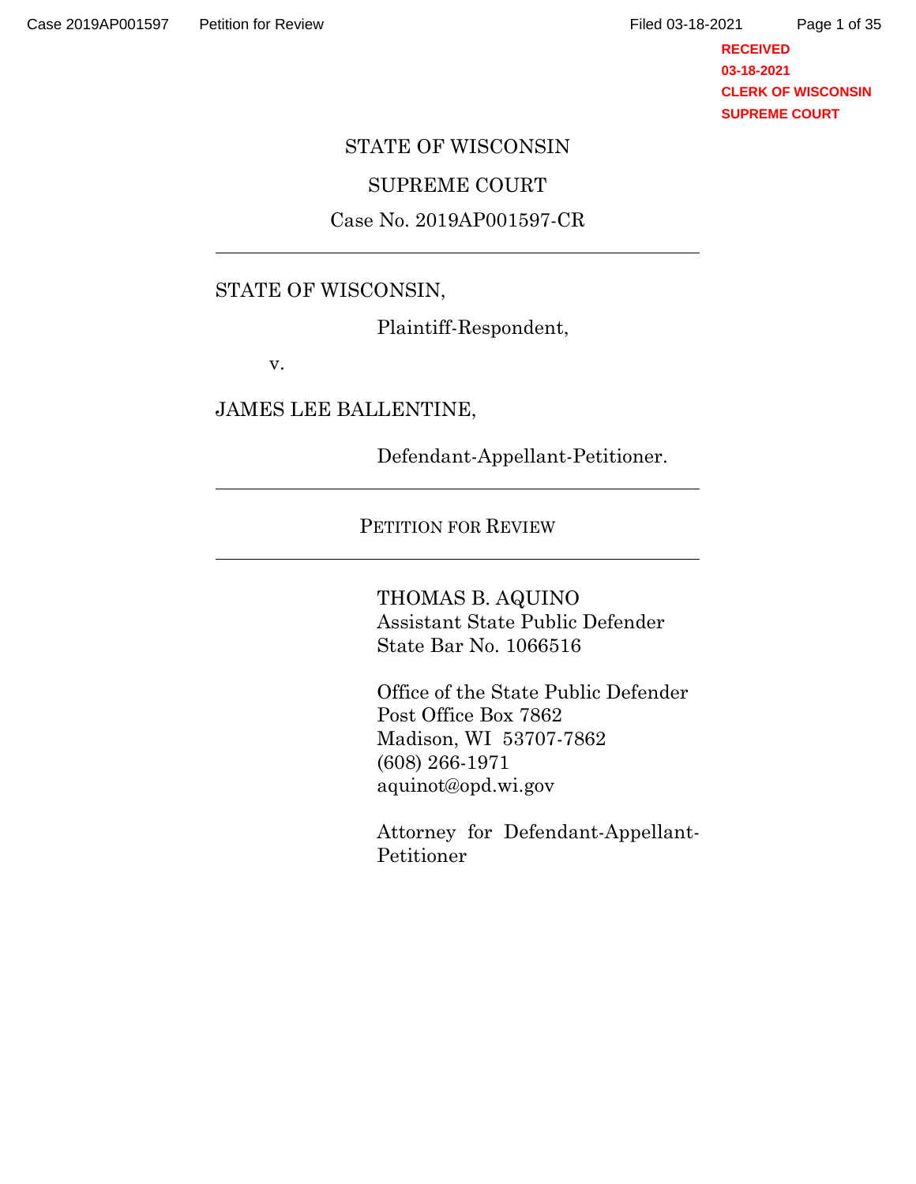STATE OF WISCONSIN

SUPREME COURT

Case No. 2019AP001597-CR

---

STATE OF WISCONSIN,

Plaintiff-Respondent,

v.

JAMES LEE BALLENTINE,

Defendant-Appellant-Petitioner.

---

PETITION FOR REVIEW

---

THOMAS B. AQUINO
Assistant State Public Defender
State Bar No. 1066516

Office of the State Public Defender
Post Office Box 7862
Madison, WI 53707-7862
(608) 266-1971
aquinot@opd.wi.gov

Attorney for Defendant-Appellant-Petitioner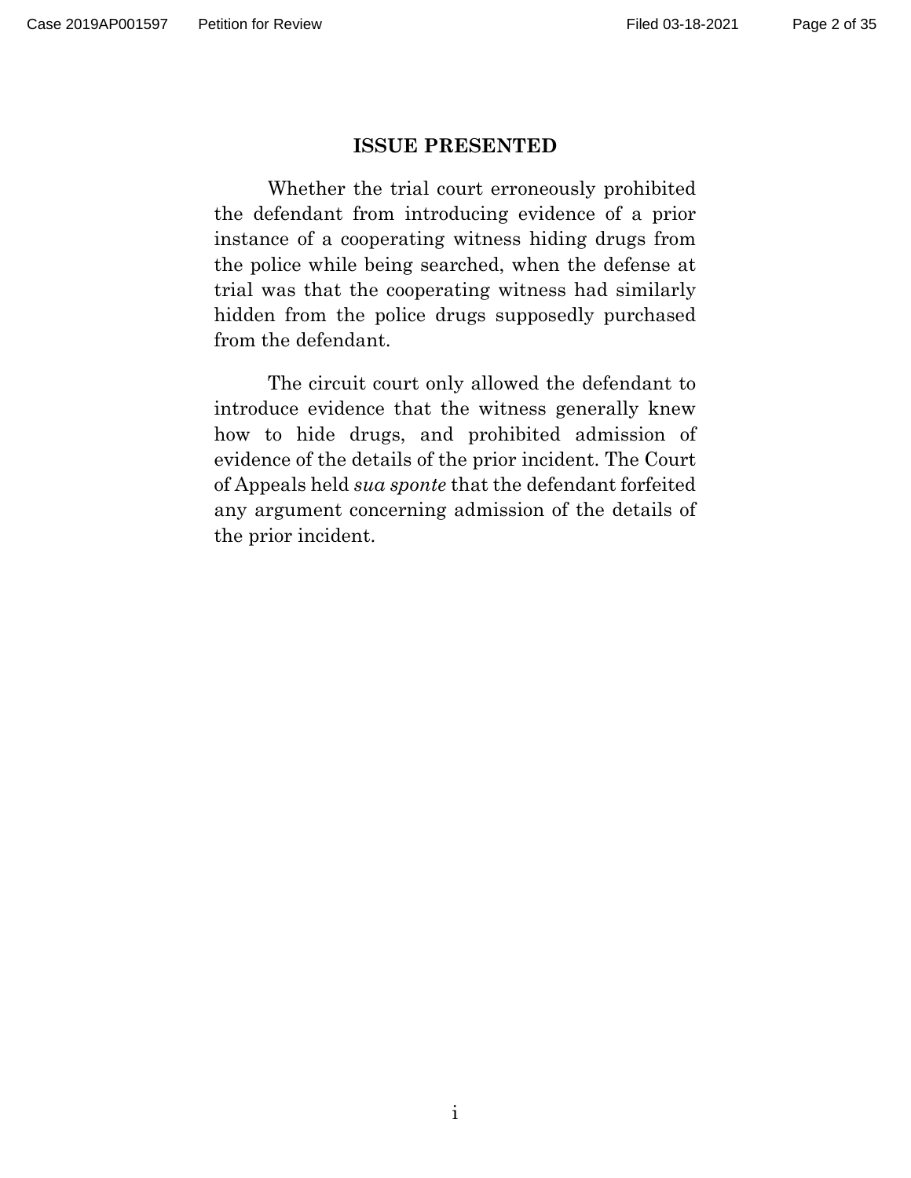## ISSUE PRESENTED

Whether the trial court erroneously prohibited the defendant from introducing evidence of a prior instance of a cooperating witness hiding drugs from the police while being searched, when the defense at trial was that the cooperating witness had similarly hidden from the police drugs supposedly purchased from the defendant.

The circuit court only allowed the defendant to introduce evidence that the witness generally knew how to hide drugs, and prohibited admission of evidence of the details of the prior incident. The Court of Appeals held *sua sponte* that the defendant forfeited any argument concerning admission of the details of the prior incident.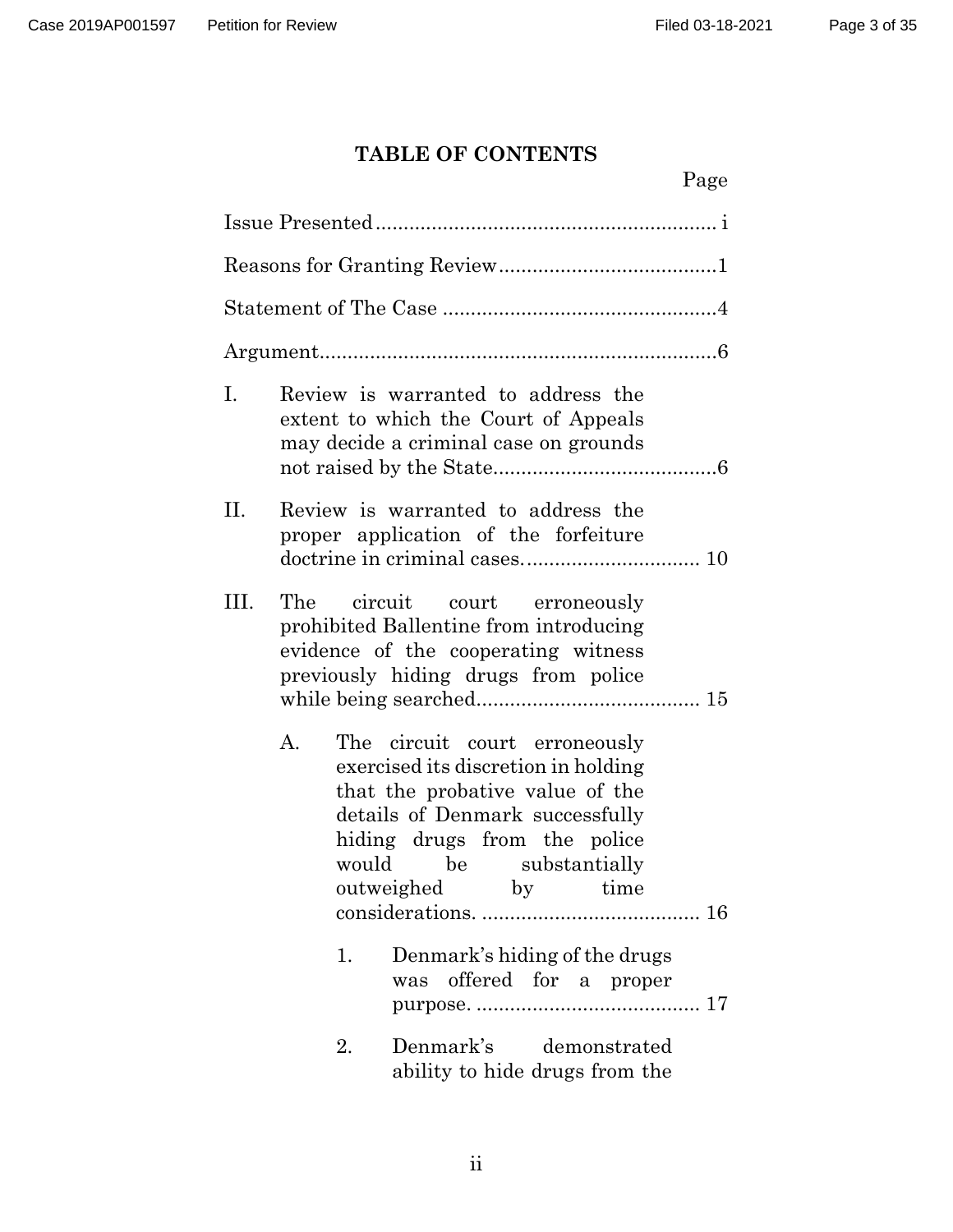## TABLE OF CONTENTS

| | Page |
|---|---|
| Issue Presented | i |
| Reasons for Granting Review | 1 |
| Statement of The Case | 4 |
| Argument | 6 |
| I. Review is warranted to address the extent to which the Court of Appeals may decide a criminal case on grounds not raised by the State | 6 |
| II. Review is warranted to address the proper application of the forfeiture doctrine in criminal cases. | 10 |
| III. The circuit court erroneously prohibited Ballentine from introducing evidence of the cooperating witness previously hiding drugs from police while being searched | 15 |
| A. The circuit court erroneously exercised its discretion in holding that the probative value of the details of Denmark successfully hiding drugs from the police would be substantially outweighed by time considerations. | 16 |
| 1. Denmark's hiding of the drugs was offered for a proper purpose. | 17 |
| 2. Denmark's demonstrated ability to hide drugs from the | |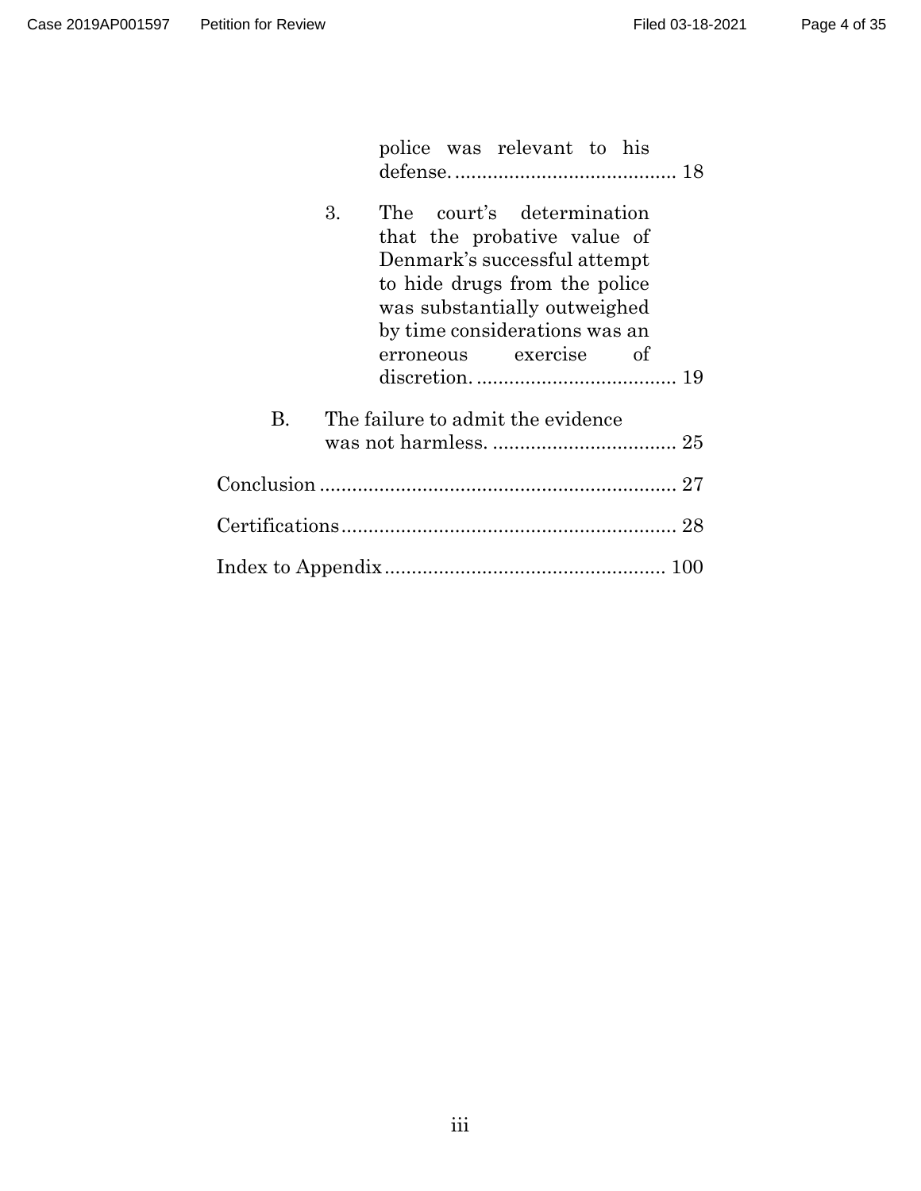police was relevant to his defense. ........................................ 18

3. The court's determination that the probative value of Denmark's successful attempt to hide drugs from the police was substantially outweighed by time considerations was an erroneous exercise of discretion. .................................... 19

B. The failure to admit the evidence was not harmless. ................................. 25

Conclusion ................................................................ 27

Certifications ............................................................ 28

Index to Appendix .................................................. 100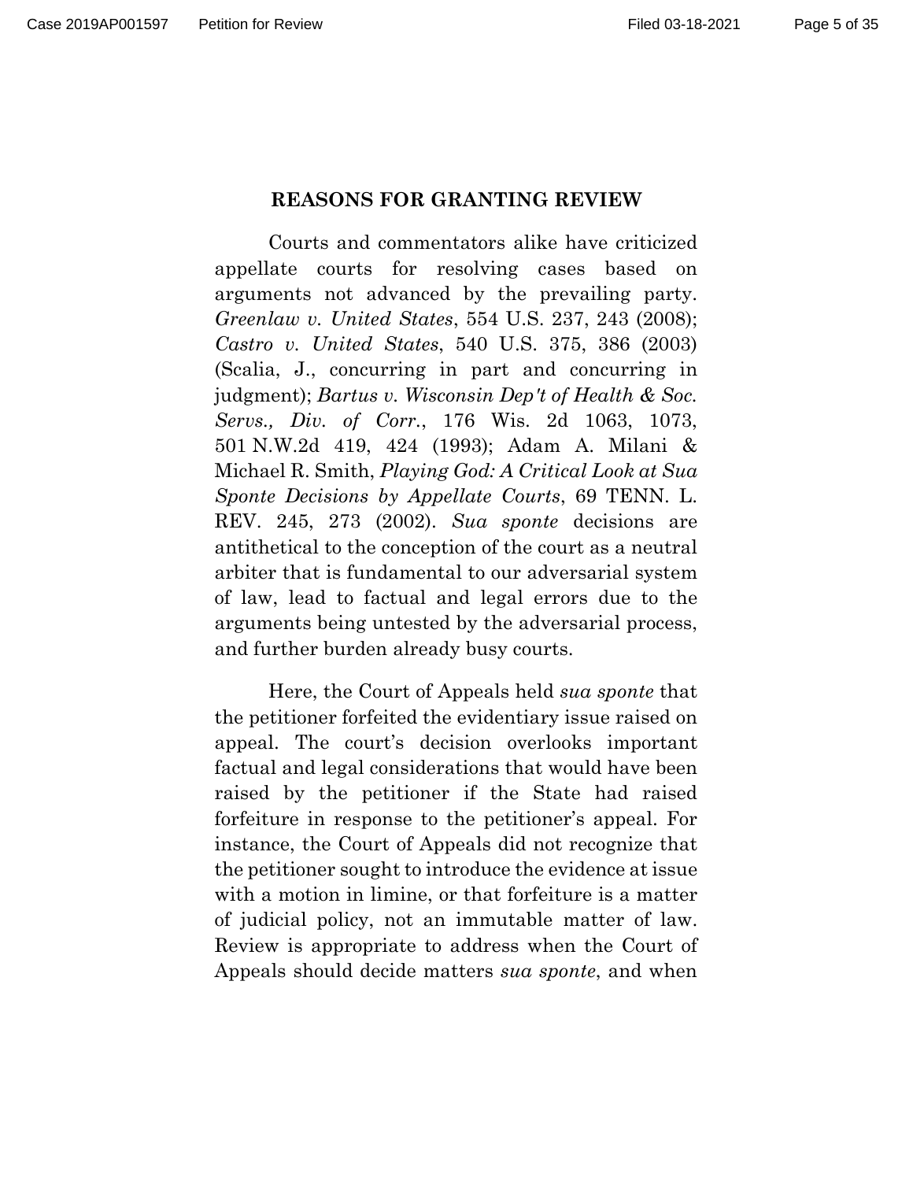## REASONS FOR GRANTING REVIEW

Courts and commentators alike have criticized appellate courts for resolving cases based on arguments not advanced by the prevailing party. *Greenlaw v. United States*, 554 U.S. 237, 243 (2008); *Castro v. United States*, 540 U.S. 375, 386 (2003) (Scalia, J., concurring in part and concurring in judgment); *Bartus v. Wisconsin Dep't of Health & Soc. Servs., Div. of Corr.*, 176 Wis. 2d 1063, 1073, 501 N.W.2d 419, 424 (1993); Adam A. Milani & Michael R. Smith, *Playing God: A Critical Look at Sua Sponte Decisions by Appellate Courts*, 69 TENN. L. REV. 245, 273 (2002). *Sua sponte* decisions are antithetical to the conception of the court as a neutral arbiter that is fundamental to our adversarial system of law, lead to factual and legal errors due to the arguments being untested by the adversarial process, and further burden already busy courts.

Here, the Court of Appeals held *sua sponte* that the petitioner forfeited the evidentiary issue raised on appeal. The court's decision overlooks important factual and legal considerations that would have been raised by the petitioner if the State had raised forfeiture in response to the petitioner's appeal. For instance, the Court of Appeals did not recognize that the petitioner sought to introduce the evidence at issue with a motion in limine, or that forfeiture is a matter of judicial policy, not an immutable matter of law. Review is appropriate to address when the Court of Appeals should decide matters *sua sponte*, and when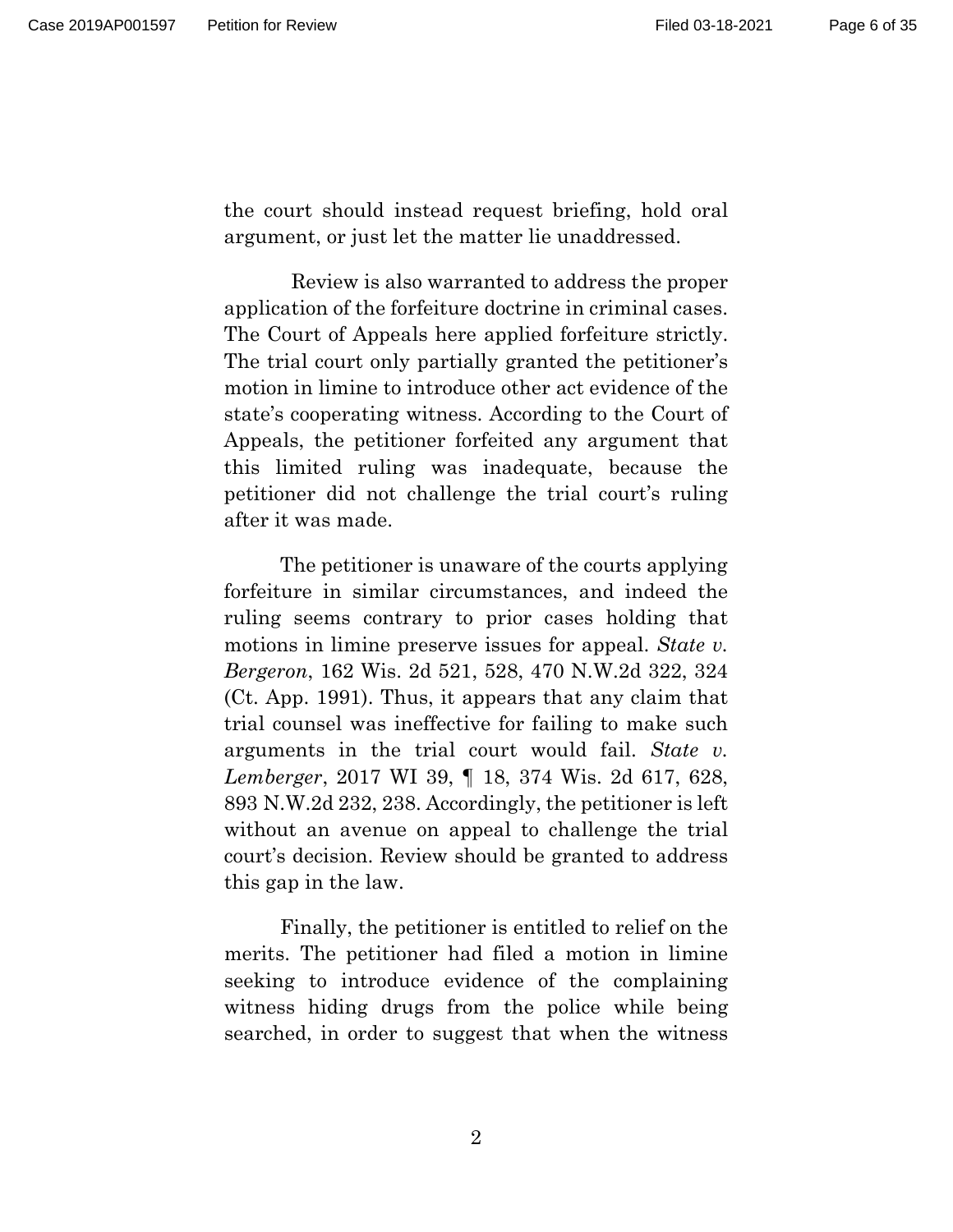the court should instead request briefing, hold oral argument, or just let the matter lie unaddressed.

Review is also warranted to address the proper application of the forfeiture doctrine in criminal cases. The Court of Appeals here applied forfeiture strictly. The trial court only partially granted the petitioner's motion in limine to introduce other act evidence of the state's cooperating witness. According to the Court of Appeals, the petitioner forfeited any argument that this limited ruling was inadequate, because the petitioner did not challenge the trial court's ruling after it was made.

The petitioner is unaware of the courts applying forfeiture in similar circumstances, and indeed the ruling seems contrary to prior cases holding that motions in limine preserve issues for appeal. *State v. Bergeron*, 162 Wis. 2d 521, 528, 470 N.W.2d 322, 324 (Ct. App. 1991). Thus, it appears that any claim that trial counsel was ineffective for failing to make such arguments in the trial court would fail. *State v. Lemberger*, 2017 WI 39, ¶ 18, 374 Wis. 2d 617, 628, 893 N.W.2d 232, 238. Accordingly, the petitioner is left without an avenue on appeal to challenge the trial court's decision. Review should be granted to address this gap in the law.

Finally, the petitioner is entitled to relief on the merits. The petitioner had filed a motion in limine seeking to introduce evidence of the complaining witness hiding drugs from the police while being searched, in order to suggest that when the witness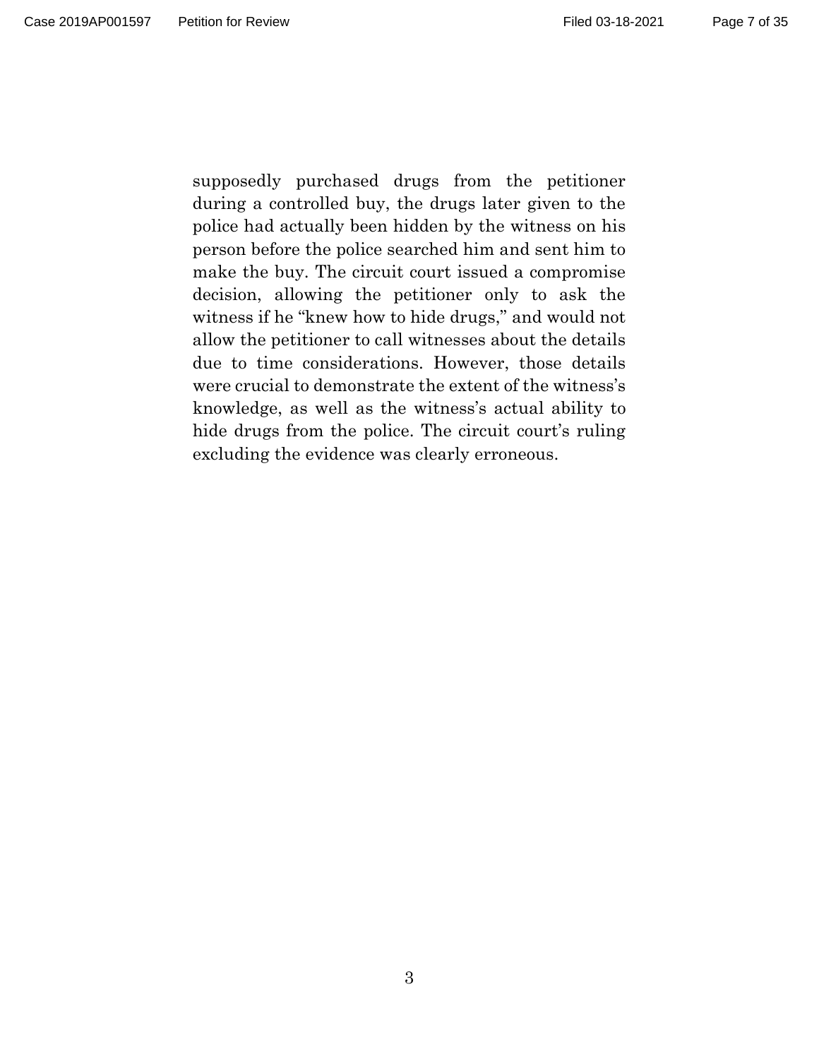supposedly purchased drugs from the petitioner during a controlled buy, the drugs later given to the police had actually been hidden by the witness on his person before the police searched him and sent him to make the buy. The circuit court issued a compromise decision, allowing the petitioner only to ask the witness if he "knew how to hide drugs," and would not allow the petitioner to call witnesses about the details due to time considerations. However, those details were crucial to demonstrate the extent of the witness's knowledge, as well as the witness's actual ability to hide drugs from the police. The circuit court's ruling excluding the evidence was clearly erroneous.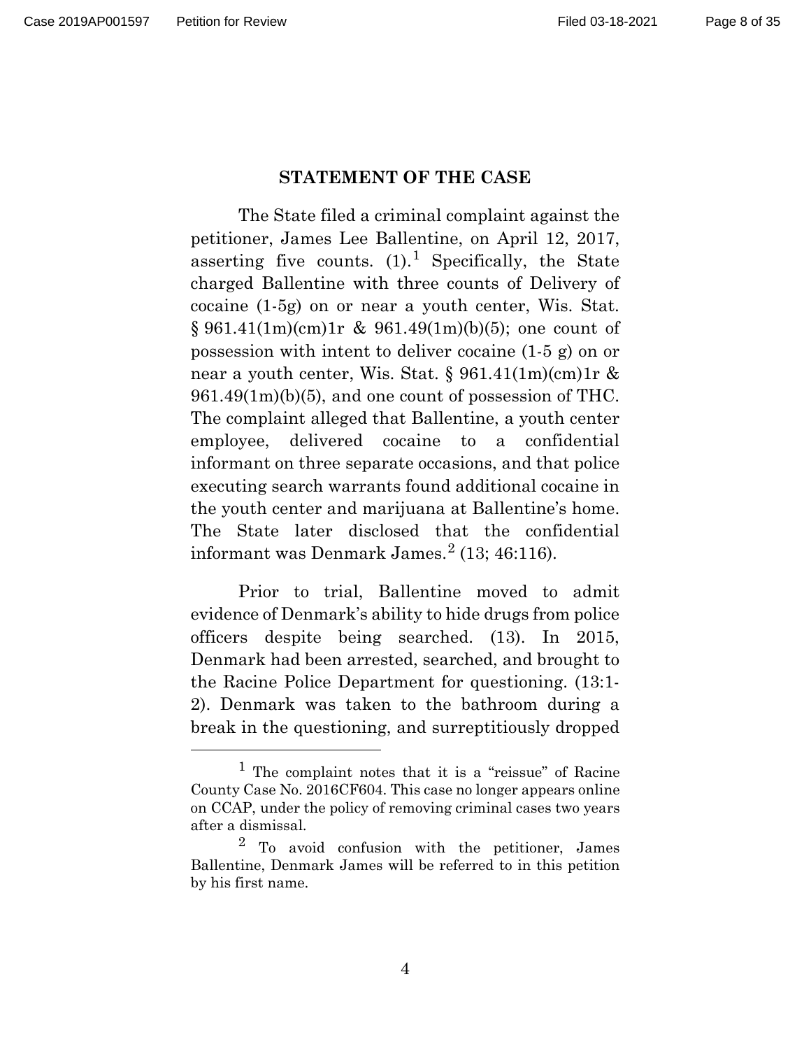## STATEMENT OF THE CASE

The State filed a criminal complaint against the petitioner, James Lee Ballentine, on April 12, 2017, asserting five counts. (1).[1] Specifically, the State charged Ballentine with three counts of Delivery of cocaine (1-5g) on or near a youth center, Wis. Stat. § 961.41(1m)(cm)1r & 961.49(1m)(b)(5); one count of possession with intent to deliver cocaine (1-5 g) on or near a youth center, Wis. Stat. § 961.41(1m)(cm)1r & 961.49(1m)(b)(5), and one count of possession of THC. The complaint alleged that Ballentine, a youth center employee, delivered cocaine to a confidential informant on three separate occasions, and that police executing search warrants found additional cocaine in the youth center and marijuana at Ballentine's home. The State later disclosed that the confidential informant was Denmark James.[2] (13; 46:116).

Prior to trial, Ballentine moved to admit evidence of Denmark's ability to hide drugs from police officers despite being searched. (13). In 2015, Denmark had been arrested, searched, and brought to the Racine Police Department for questioning. (13:1-2). Denmark was taken to the bathroom during a break in the questioning, and surreptitiously dropped

---

[1] The complaint notes that it is a "reissue" of Racine County Case No. 2016CF604. This case no longer appears online on CCAP, under the policy of removing criminal cases two years after a dismissal.

[2] To avoid confusion with the petitioner, James Ballentine, Denmark James will be referred to in this petition by his first name.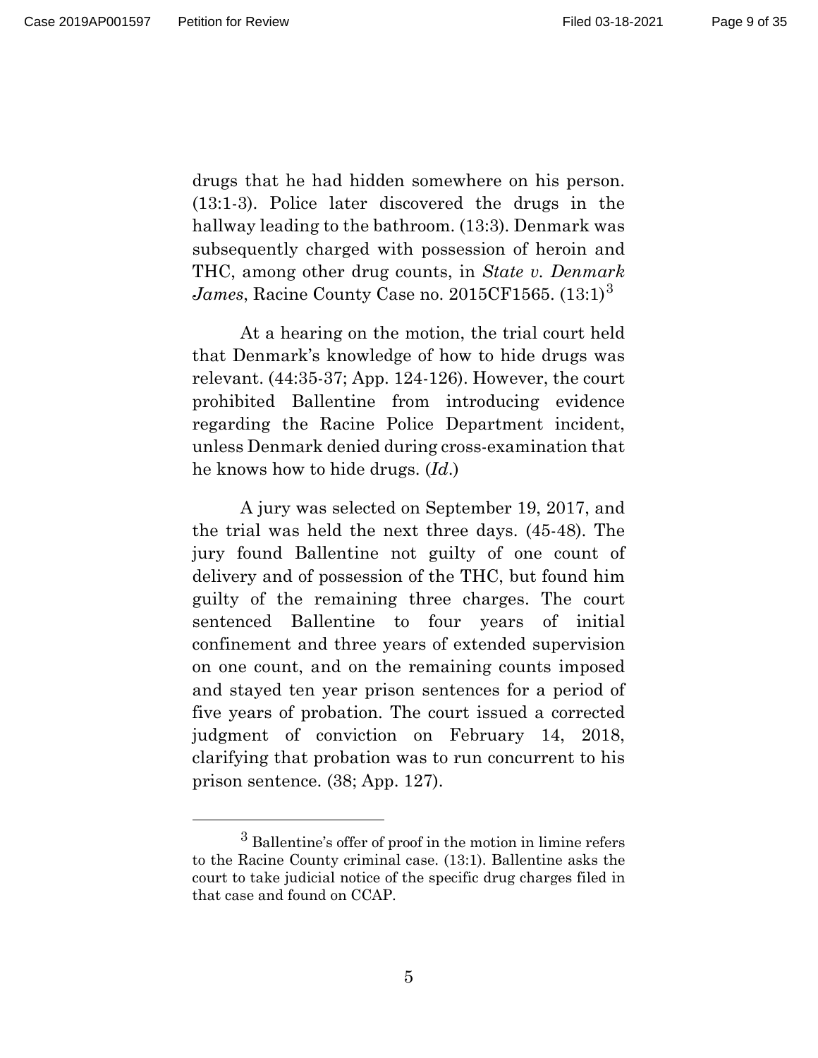drugs that he had hidden somewhere on his person. (13:1-3). Police later discovered the drugs in the hallway leading to the bathroom. (13:3). Denmark was subsequently charged with possession of heroin and THC, among other drug counts, in *State v. Denmark James*, Racine County Case no. 2015CF1565. (13:1)[3]

At a hearing on the motion, the trial court held that Denmark's knowledge of how to hide drugs was relevant. (44:35-37; App. 124-126). However, the court prohibited Ballentine from introducing evidence regarding the Racine Police Department incident, unless Denmark denied during cross-examination that he knows how to hide drugs. (*Id.*)

A jury was selected on September 19, 2017, and the trial was held the next three days. (45-48). The jury found Ballentine not guilty of one count of delivery and of possession of the THC, but found him guilty of the remaining three charges. The court sentenced Ballentine to four years of initial confinement and three years of extended supervision on one count, and on the remaining counts imposed and stayed ten year prison sentences for a period of five years of probation. The court issued a corrected judgment of conviction on February 14, 2018, clarifying that probation was to run concurrent to his prison sentence. (38; App. 127).

---

[3] Ballentine's offer of proof in the motion in limine refers to the Racine County criminal case. (13:1). Ballentine asks the court to take judicial notice of the specific drug charges filed in that case and found on CCAP.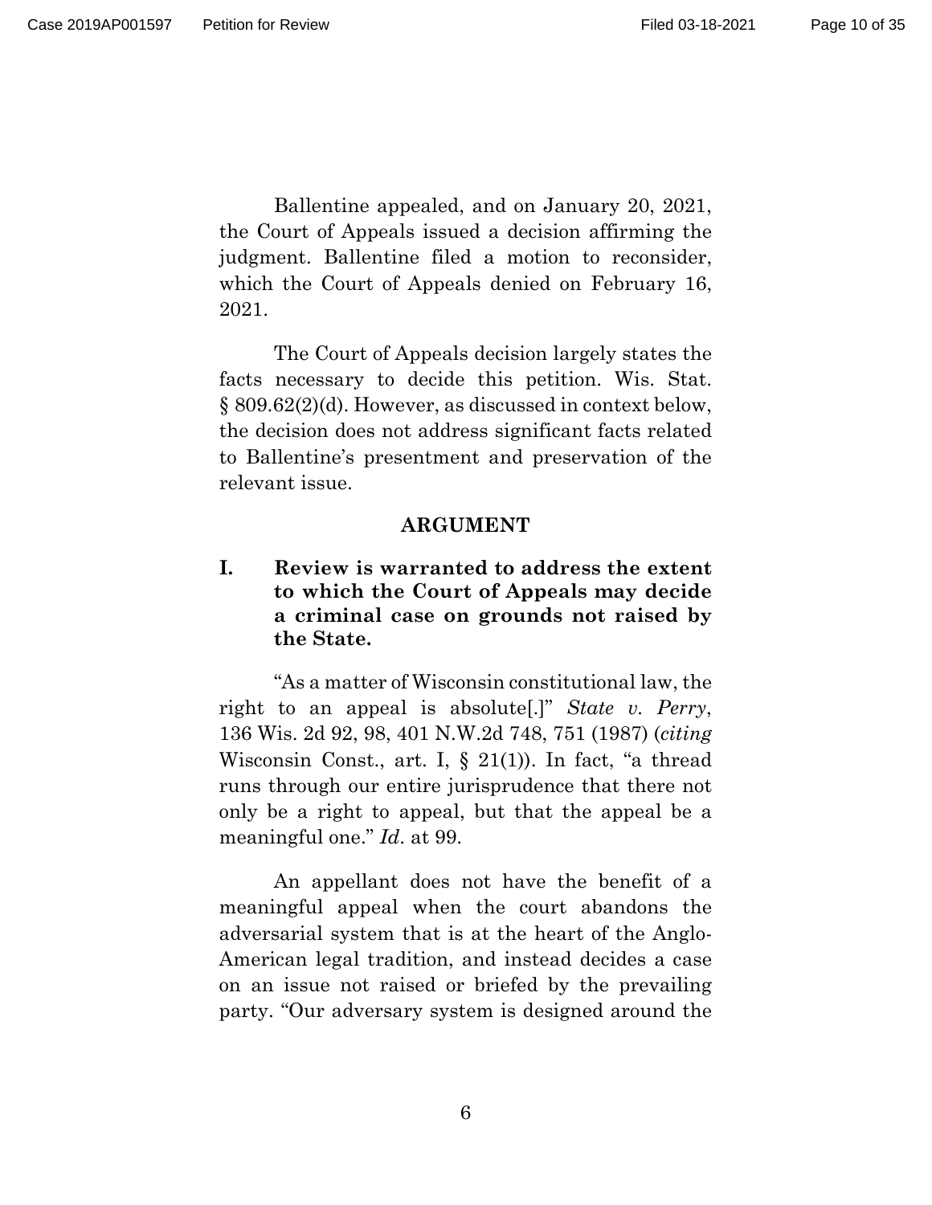Ballentine appealed, and on January 20, 2021, the Court of Appeals issued a decision affirming the judgment. Ballentine filed a motion to reconsider, which the Court of Appeals denied on February 16, 2021.

The Court of Appeals decision largely states the facts necessary to decide this petition. Wis. Stat. § 809.62(2)(d). However, as discussed in context below, the decision does not address significant facts related to Ballentine's presentment and preservation of the relevant issue.

## ARGUMENT

### I. Review is warranted to address the extent to which the Court of Appeals may decide a criminal case on grounds not raised by the State.

"As a matter of Wisconsin constitutional law, the right to an appeal is absolute[.]" *State v. Perry*, 136 Wis. 2d 92, 98, 401 N.W.2d 748, 751 (1987) (*citing* Wisconsin Const., art. I, § 21(1)). In fact, "a thread runs through our entire jurisprudence that there not only be a right to appeal, but that the appeal be a meaningful one." *Id*. at 99.

An appellant does not have the benefit of a meaningful appeal when the court abandons the adversarial system that is at the heart of the Anglo-American legal tradition, and instead decides a case on an issue not raised or briefed by the prevailing party. "Our adversary system is designed around the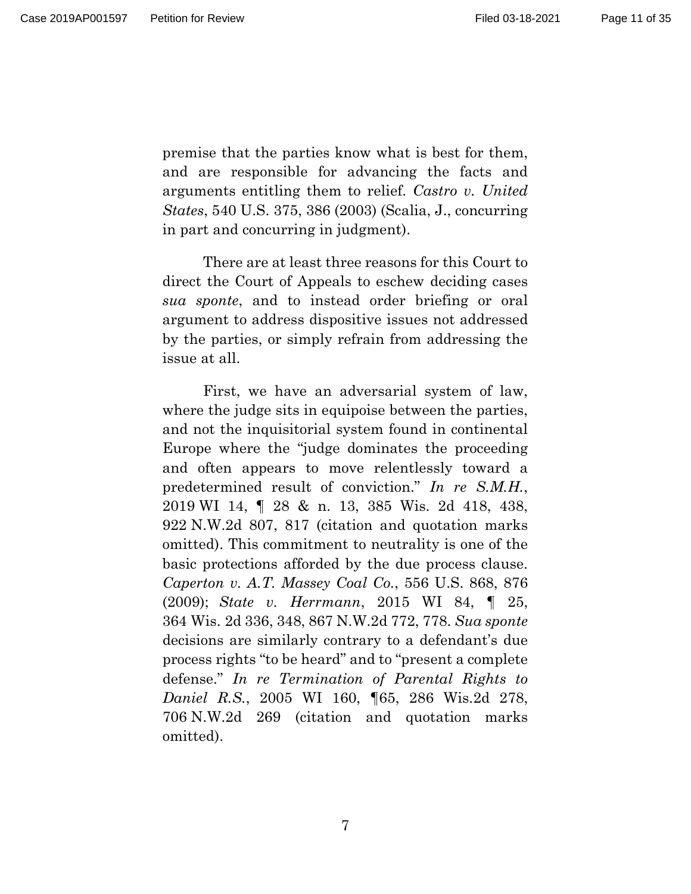premise that the parties know what is best for them, and are responsible for advancing the facts and arguments entitling them to relief. *Castro v. United States*, 540 U.S. 375, 386 (2003) (Scalia, J., concurring in part and concurring in judgment).

There are at least three reasons for this Court to direct the Court of Appeals to eschew deciding cases *sua sponte*, and to instead order briefing or oral argument to address dispositive issues not addressed by the parties, or simply refrain from addressing the issue at all.

First, we have an adversarial system of law, where the judge sits in equipoise between the parties, and not the inquisitorial system found in continental Europe where the "judge dominates the proceeding and often appears to move relentlessly toward a predetermined result of conviction." *In re S.M.H.*, 2019 WI 14, ¶ 28 & n. 13, 385 Wis. 2d 418, 438, 922 N.W.2d 807, 817 (citation and quotation marks omitted). This commitment to neutrality is one of the basic protections afforded by the due process clause. *Caperton v. A.T. Massey Coal Co.*, 556 U.S. 868, 876 (2009); *State v. Herrmann*, 2015 WI 84, ¶ 25, 364 Wis. 2d 336, 348, 867 N.W.2d 772, 778. *Sua sponte* decisions are similarly contrary to a defendant's due process rights "to be heard" and to "present a complete defense." *In re Termination of Parental Rights to Daniel R.S.*, 2005 WI 160, ¶65, 286 Wis.2d 278, 706 N.W.2d 269 (citation and quotation marks omitted).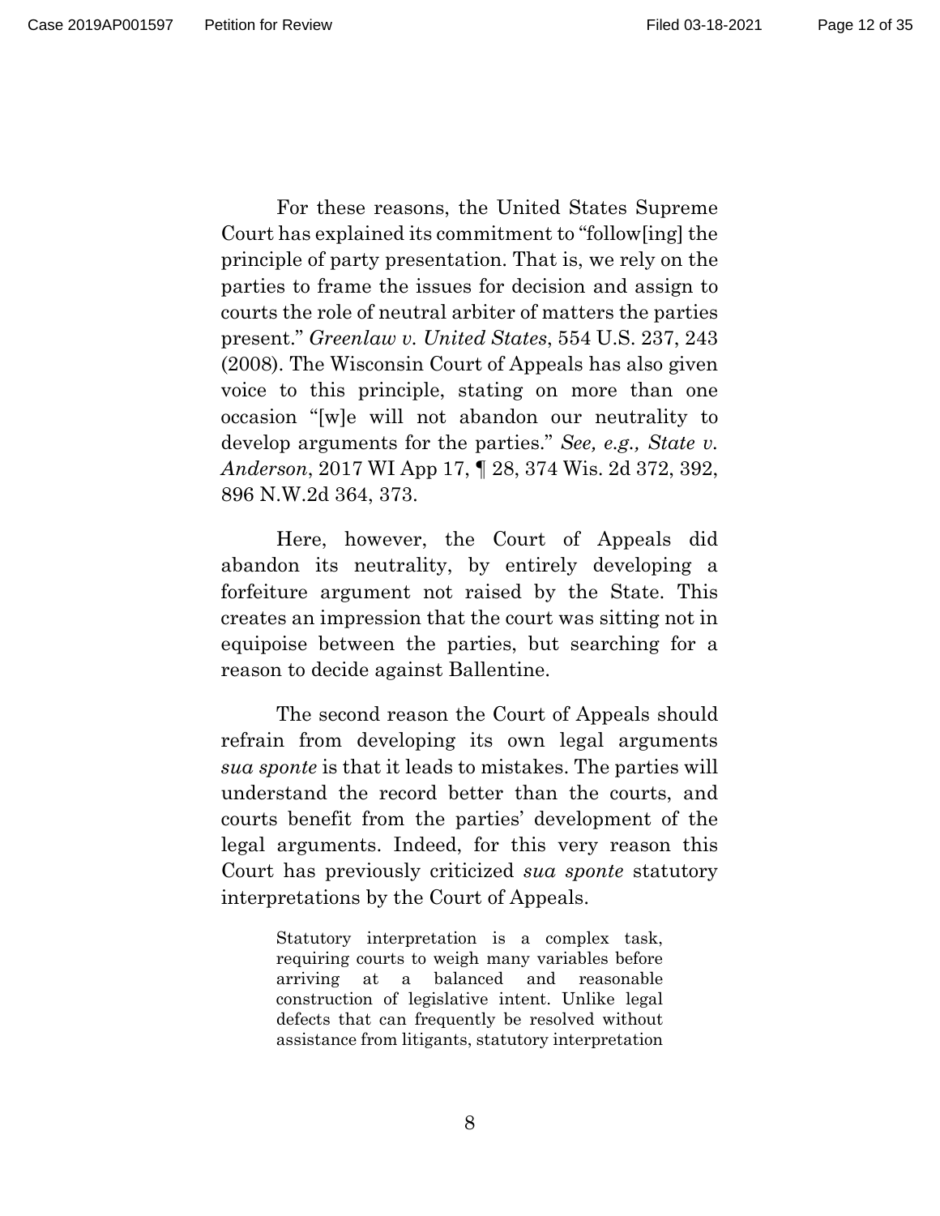For these reasons, the United States Supreme Court has explained its commitment to "follow[ing] the principle of party presentation. That is, we rely on the parties to frame the issues for decision and assign to courts the role of neutral arbiter of matters the parties present." *Greenlaw v. United States*, 554 U.S. 237, 243 (2008). The Wisconsin Court of Appeals has also given voice to this principle, stating on more than one occasion "[w]e will not abandon our neutrality to develop arguments for the parties." *See, e.g., State v. Anderson*, 2017 WI App 17, ¶ 28, 374 Wis. 2d 372, 392, 896 N.W.2d 364, 373.

Here, however, the Court of Appeals did abandon its neutrality, by entirely developing a forfeiture argument not raised by the State. This creates an impression that the court was sitting not in equipoise between the parties, but searching for a reason to decide against Ballentine.

The second reason the Court of Appeals should refrain from developing its own legal arguments *sua sponte* is that it leads to mistakes. The parties will understand the record better than the courts, and courts benefit from the parties' development of the legal arguments. Indeed, for this very reason this Court has previously criticized *sua sponte* statutory interpretations by the Court of Appeals.

> Statutory interpretation is a complex task, requiring courts to weigh many variables before arriving at a balanced and reasonable construction of legislative intent. Unlike legal defects that can frequently be resolved without assistance from litigants, statutory interpretation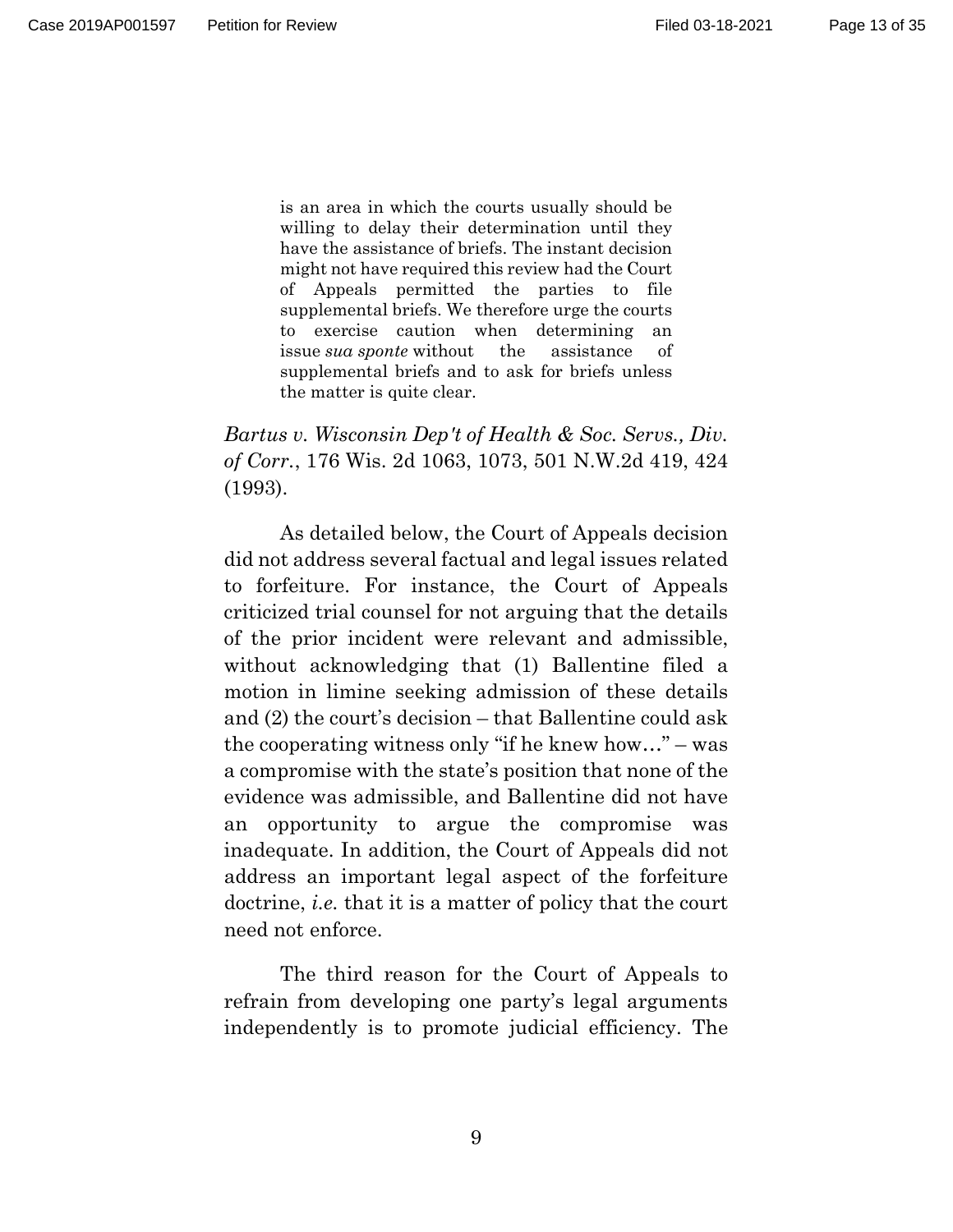> is an area in which the courts usually should be willing to delay their determination until they have the assistance of briefs. The instant decision might not have required this review had the Court of Appeals permitted the parties to file supplemental briefs. We therefore urge the courts to exercise caution when determining an issue *sua sponte* without the assistance of supplemental briefs and to ask for briefs unless the matter is quite clear.

*Bartus v. Wisconsin Dep't of Health & Soc. Servs., Div. of Corr.*, 176 Wis. 2d 1063, 1073, 501 N.W.2d 419, 424 (1993).

As detailed below, the Court of Appeals decision did not address several factual and legal issues related to forfeiture. For instance, the Court of Appeals criticized trial counsel for not arguing that the details of the prior incident were relevant and admissible, without acknowledging that (1) Ballentine filed a motion in limine seeking admission of these details and (2) the court's decision – that Ballentine could ask the cooperating witness only "if he knew how…" – was a compromise with the state's position that none of the evidence was admissible, and Ballentine did not have an opportunity to argue the compromise was inadequate. In addition, the Court of Appeals did not address an important legal aspect of the forfeiture doctrine, *i.e.* that it is a matter of policy that the court need not enforce.

The third reason for the Court of Appeals to refrain from developing one party's legal arguments independently is to promote judicial efficiency. The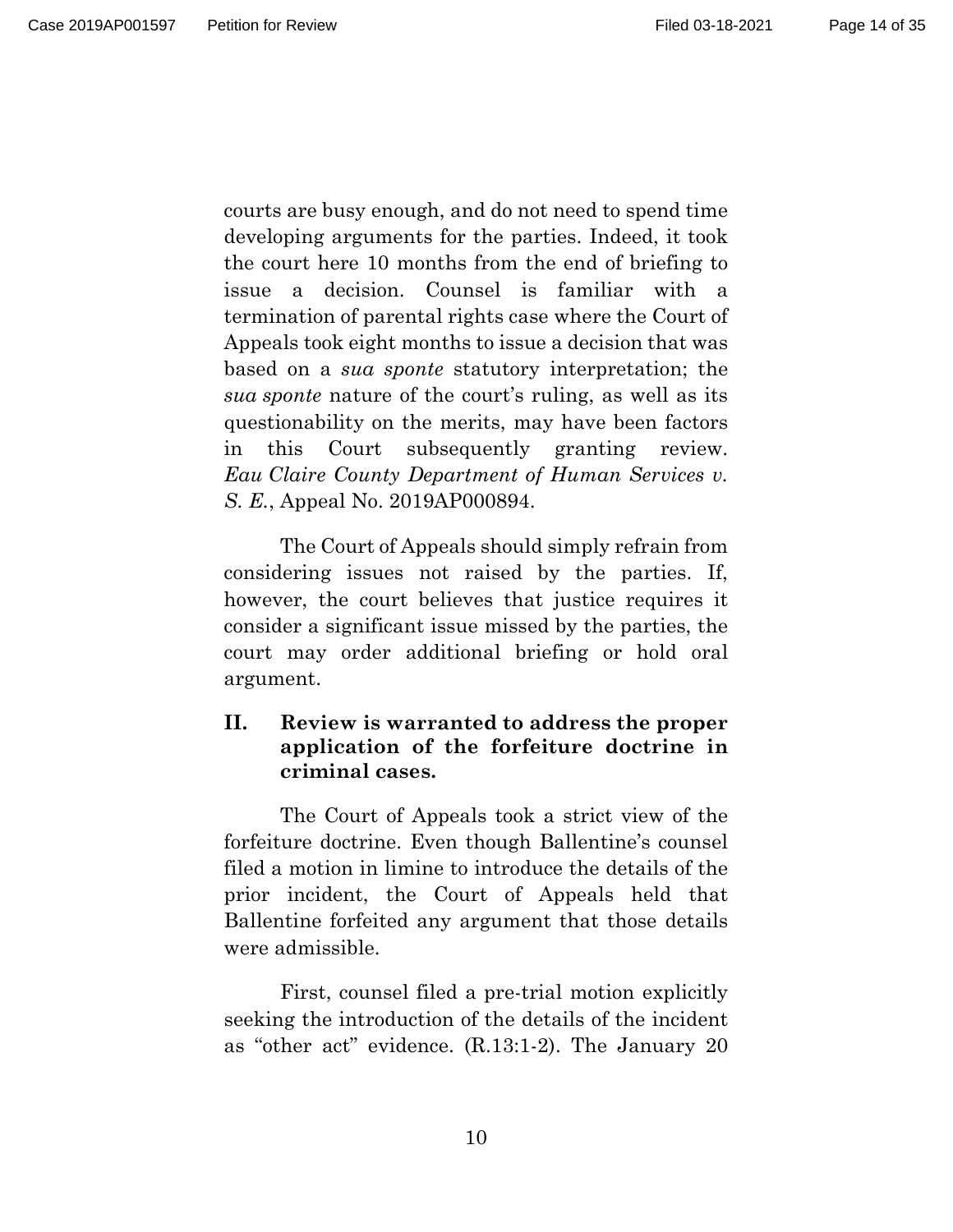courts are busy enough, and do not need to spend time developing arguments for the parties. Indeed, it took the court here 10 months from the end of briefing to issue a decision. Counsel is familiar with a termination of parental rights case where the Court of Appeals took eight months to issue a decision that was based on a *sua sponte* statutory interpretation; the *sua sponte* nature of the court's ruling, as well as its questionability on the merits, may have been factors in this Court subsequently granting review. *Eau Claire County Department of Human Services v. S. E.*, Appeal No. 2019AP000894.

The Court of Appeals should simply refrain from considering issues not raised by the parties. If, however, the court believes that justice requires it consider a significant issue missed by the parties, the court may order additional briefing or hold oral argument.

## II. Review is warranted to address the proper application of the forfeiture doctrine in criminal cases.

The Court of Appeals took a strict view of the forfeiture doctrine. Even though Ballentine's counsel filed a motion in limine to introduce the details of the prior incident, the Court of Appeals held that Ballentine forfeited any argument that those details were admissible.

First, counsel filed a pre-trial motion explicitly seeking the introduction of the details of the incident as "other act" evidence. (R.13:1-2). The January 20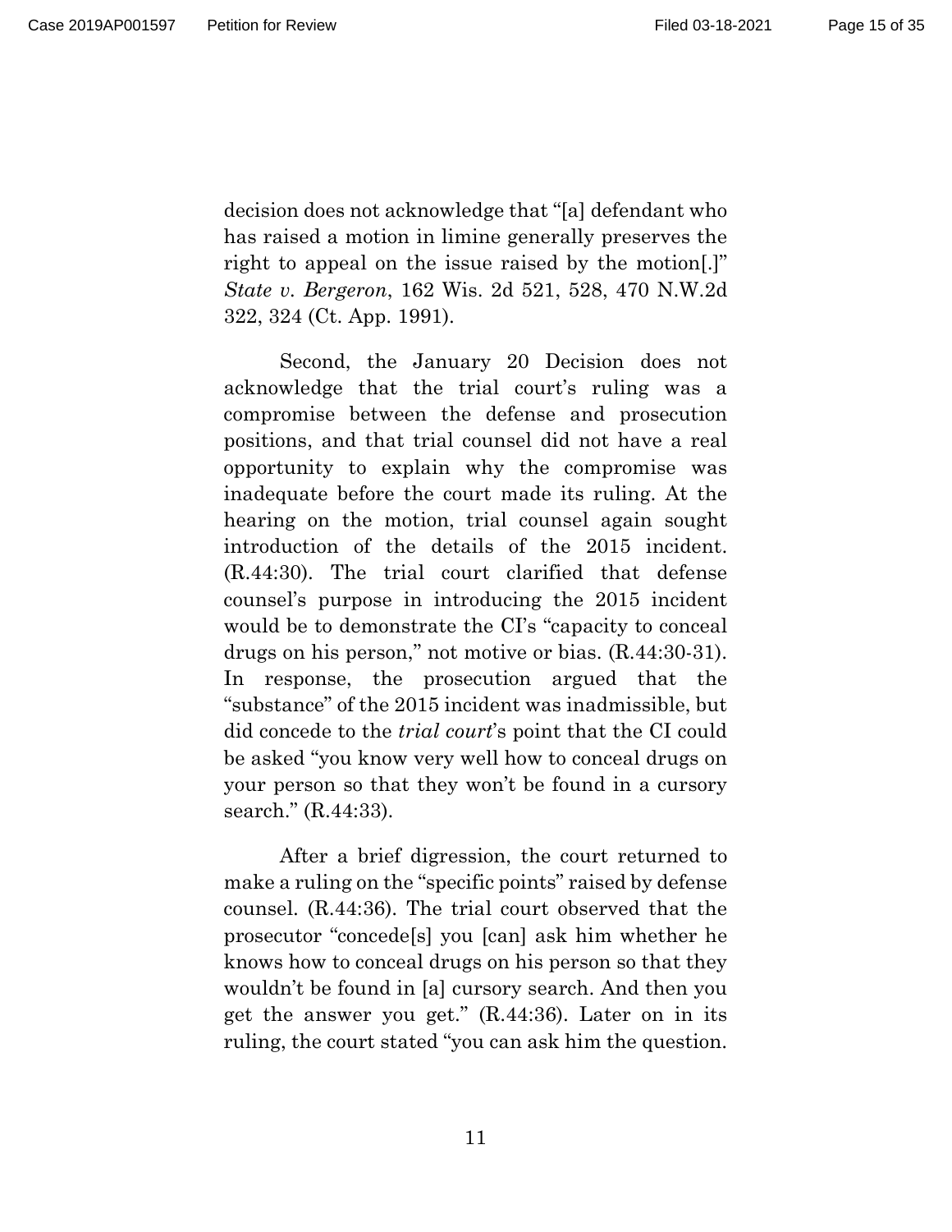decision does not acknowledge that "[a] defendant who has raised a motion in limine generally preserves the right to appeal on the issue raised by the motion[.]" *State v. Bergeron*, 162 Wis. 2d 521, 528, 470 N.W.2d 322, 324 (Ct. App. 1991).

Second, the January 20 Decision does not acknowledge that the trial court's ruling was a compromise between the defense and prosecution positions, and that trial counsel did not have a real opportunity to explain why the compromise was inadequate before the court made its ruling. At the hearing on the motion, trial counsel again sought introduction of the details of the 2015 incident. (R.44:30). The trial court clarified that defense counsel's purpose in introducing the 2015 incident would be to demonstrate the CI's "capacity to conceal drugs on his person," not motive or bias. (R.44:30-31). In response, the prosecution argued that the "substance" of the 2015 incident was inadmissible, but did concede to the *trial court*'s point that the CI could be asked "you know very well how to conceal drugs on your person so that they won't be found in a cursory search." (R.44:33).

After a brief digression, the court returned to make a ruling on the "specific points" raised by defense counsel. (R.44:36). The trial court observed that the prosecutor "concede[s] you [can] ask him whether he knows how to conceal drugs on his person so that they wouldn't be found in [a] cursory search. And then you get the answer you get." (R.44:36). Later on in its ruling, the court stated "you can ask him the question.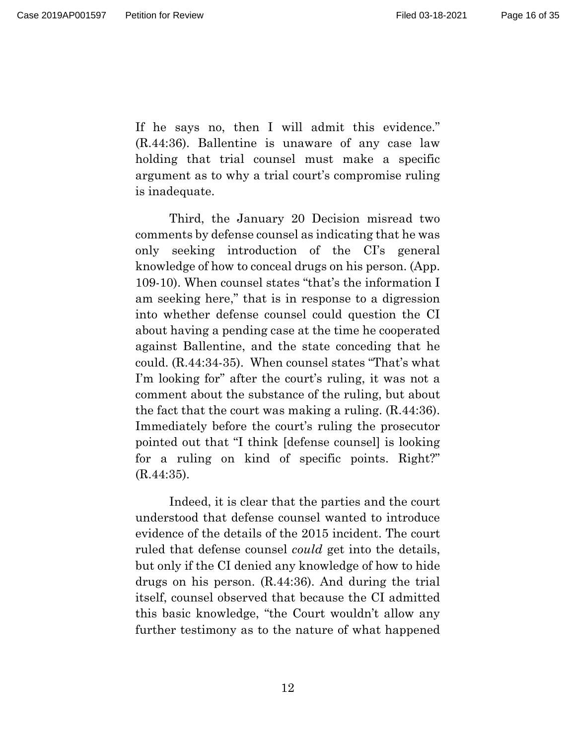If he says no, then I will admit this evidence." (R.44:36). Ballentine is unaware of any case law holding that trial counsel must make a specific argument as to why a trial court's compromise ruling is inadequate.

Third, the January 20 Decision misread two comments by defense counsel as indicating that he was only seeking introduction of the CI's general knowledge of how to conceal drugs on his person. (App. 109-10). When counsel states "that's the information I am seeking here," that is in response to a digression into whether defense counsel could question the CI about having a pending case at the time he cooperated against Ballentine, and the state conceding that he could. (R.44:34-35). When counsel states "That's what I'm looking for" after the court's ruling, it was not a comment about the substance of the ruling, but about the fact that the court was making a ruling. (R.44:36). Immediately before the court's ruling the prosecutor pointed out that "I think [defense counsel] is looking for a ruling on kind of specific points. Right?" (R.44:35).

Indeed, it is clear that the parties and the court understood that defense counsel wanted to introduce evidence of the details of the 2015 incident. The court ruled that defense counsel *could* get into the details, but only if the CI denied any knowledge of how to hide drugs on his person. (R.44:36). And during the trial itself, counsel observed that because the CI admitted this basic knowledge, "the Court wouldn't allow any further testimony as to the nature of what happened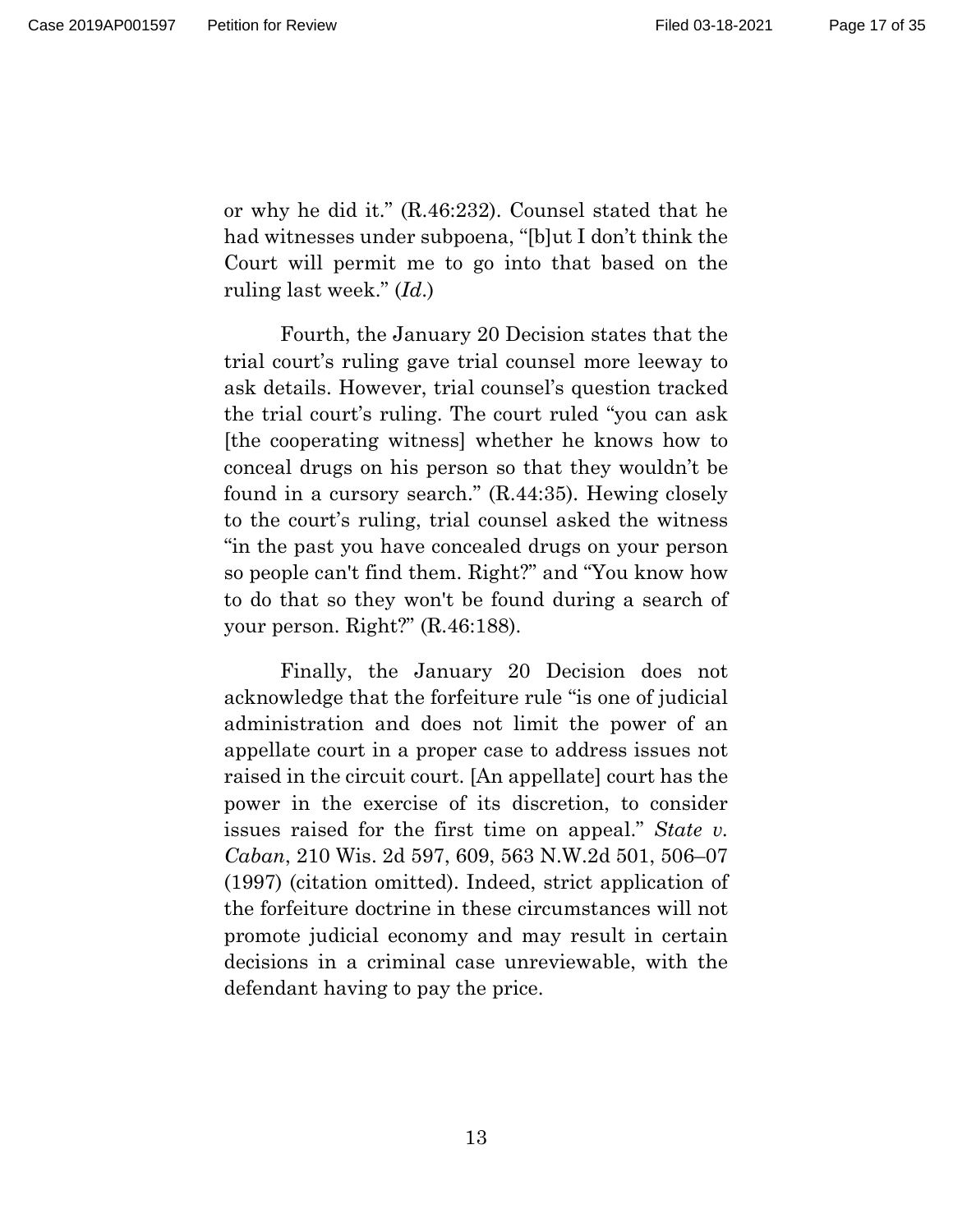or why he did it." (R.46:232). Counsel stated that he had witnesses under subpoena, "[b]ut I don't think the Court will permit me to go into that based on the ruling last week." (*Id.*)

Fourth, the January 20 Decision states that the trial court's ruling gave trial counsel more leeway to ask details. However, trial counsel's question tracked the trial court's ruling. The court ruled "you can ask [the cooperating witness] whether he knows how to conceal drugs on his person so that they wouldn't be found in a cursory search." (R.44:35). Hewing closely to the court's ruling, trial counsel asked the witness "in the past you have concealed drugs on your person so people can't find them. Right?" and "You know how to do that so they won't be found during a search of your person. Right?" (R.46:188).

Finally, the January 20 Decision does not acknowledge that the forfeiture rule "is one of judicial administration and does not limit the power of an appellate court in a proper case to address issues not raised in the circuit court. [An appellate] court has the power in the exercise of its discretion, to consider issues raised for the first time on appeal." *State v. Caban*, 210 Wis. 2d 597, 609, 563 N.W.2d 501, 506–07 (1997) (citation omitted). Indeed, strict application of the forfeiture doctrine in these circumstances will not promote judicial economy and may result in certain decisions in a criminal case unreviewable, with the defendant having to pay the price.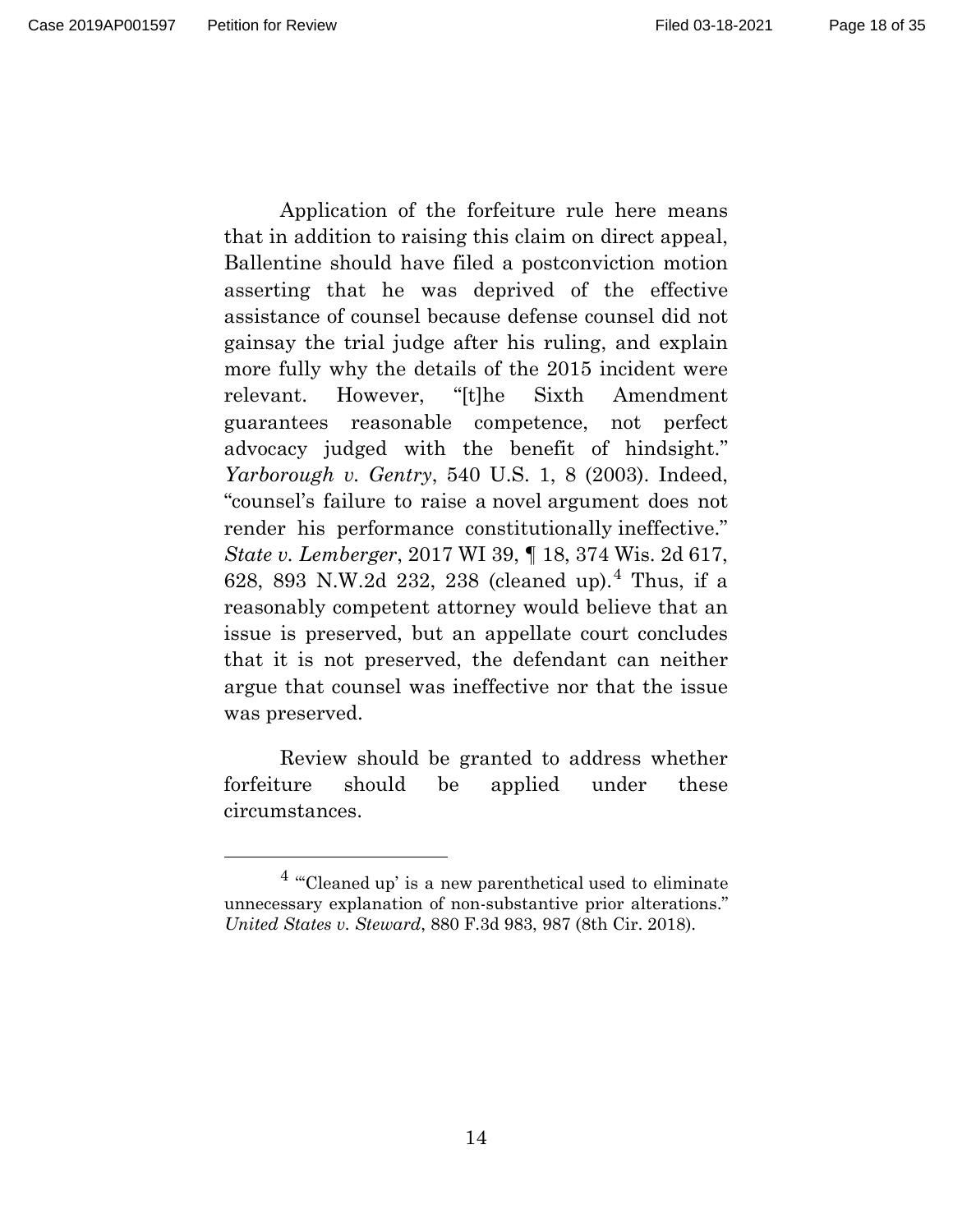Application of the forfeiture rule here means that in addition to raising this claim on direct appeal, Ballentine should have filed a postconviction motion asserting that he was deprived of the effective assistance of counsel because defense counsel did not gainsay the trial judge after his ruling, and explain more fully why the details of the 2015 incident were relevant. However, "[t]he Sixth Amendment guarantees reasonable competence, not perfect advocacy judged with the benefit of hindsight." *Yarborough v. Gentry*, 540 U.S. 1, 8 (2003). Indeed, "counsel's failure to raise a novel argument does not render his performance constitutionally ineffective." *State v. Lemberger*, 2017 WI 39, ¶ 18, 374 Wis. 2d 617, 628, 893 N.W.2d 232, 238 (cleaned up).[4] Thus, if a reasonably competent attorney would believe that an issue is preserved, but an appellate court concludes that it is not preserved, the defendant can neither argue that counsel was ineffective nor that the issue was preserved.

Review should be granted to address whether forfeiture should be applied under these circumstances.

---

[4] "'Cleaned up' is a new parenthetical used to eliminate unnecessary explanation of non-substantive prior alterations." *United States v. Steward*, 880 F.3d 983, 987 (8th Cir. 2018).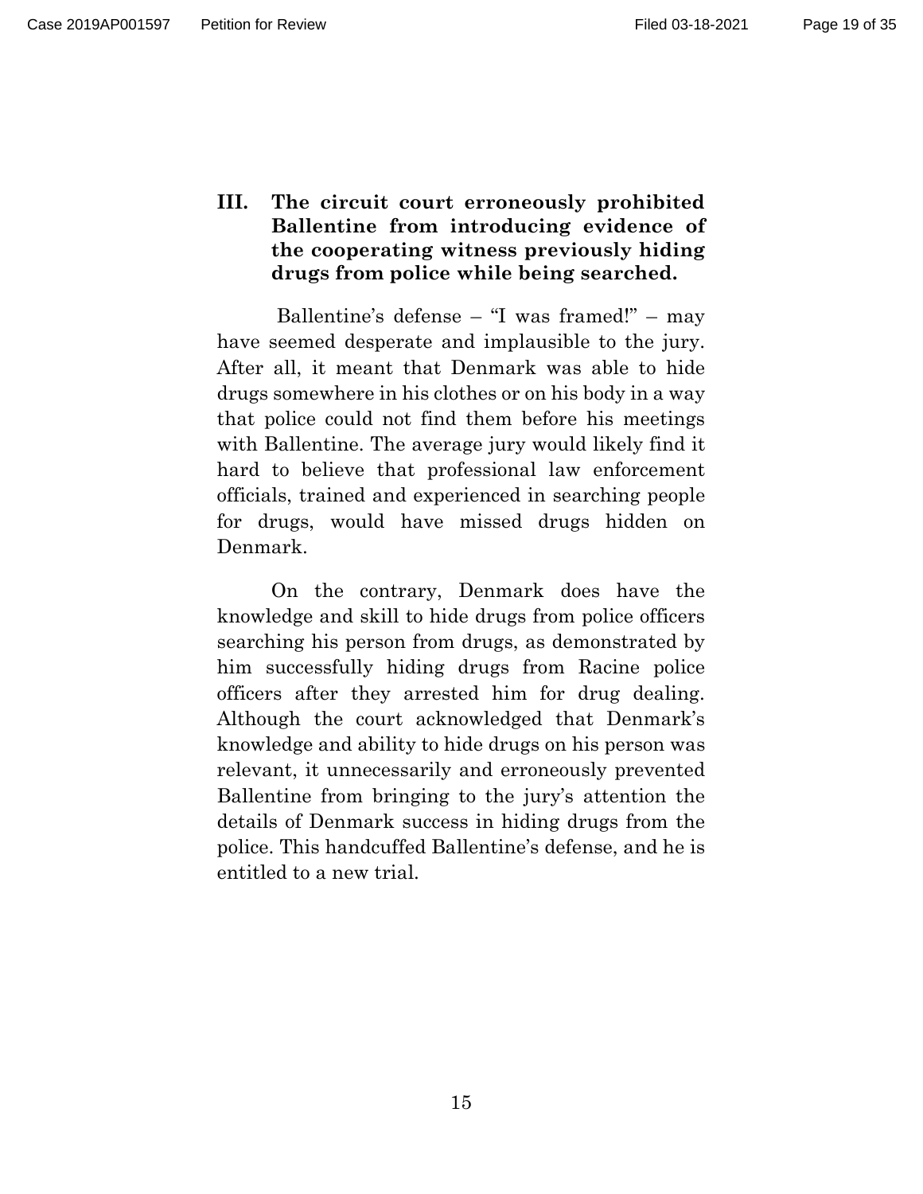### III. The circuit court erroneously prohibited Ballentine from introducing evidence of the cooperating witness previously hiding drugs from police while being searched.

Ballentine's defense – "I was framed!" – may have seemed desperate and implausible to the jury. After all, it meant that Denmark was able to hide drugs somewhere in his clothes or on his body in a way that police could not find them before his meetings with Ballentine. The average jury would likely find it hard to believe that professional law enforcement officials, trained and experienced in searching people for drugs, would have missed drugs hidden on Denmark.

On the contrary, Denmark does have the knowledge and skill to hide drugs from police officers searching his person from drugs, as demonstrated by him successfully hiding drugs from Racine police officers after they arrested him for drug dealing. Although the court acknowledged that Denmark's knowledge and ability to hide drugs on his person was relevant, it unnecessarily and erroneously prevented Ballentine from bringing to the jury's attention the details of Denmark success in hiding drugs from the police. This handcuffed Ballentine's defense, and he is entitled to a new trial.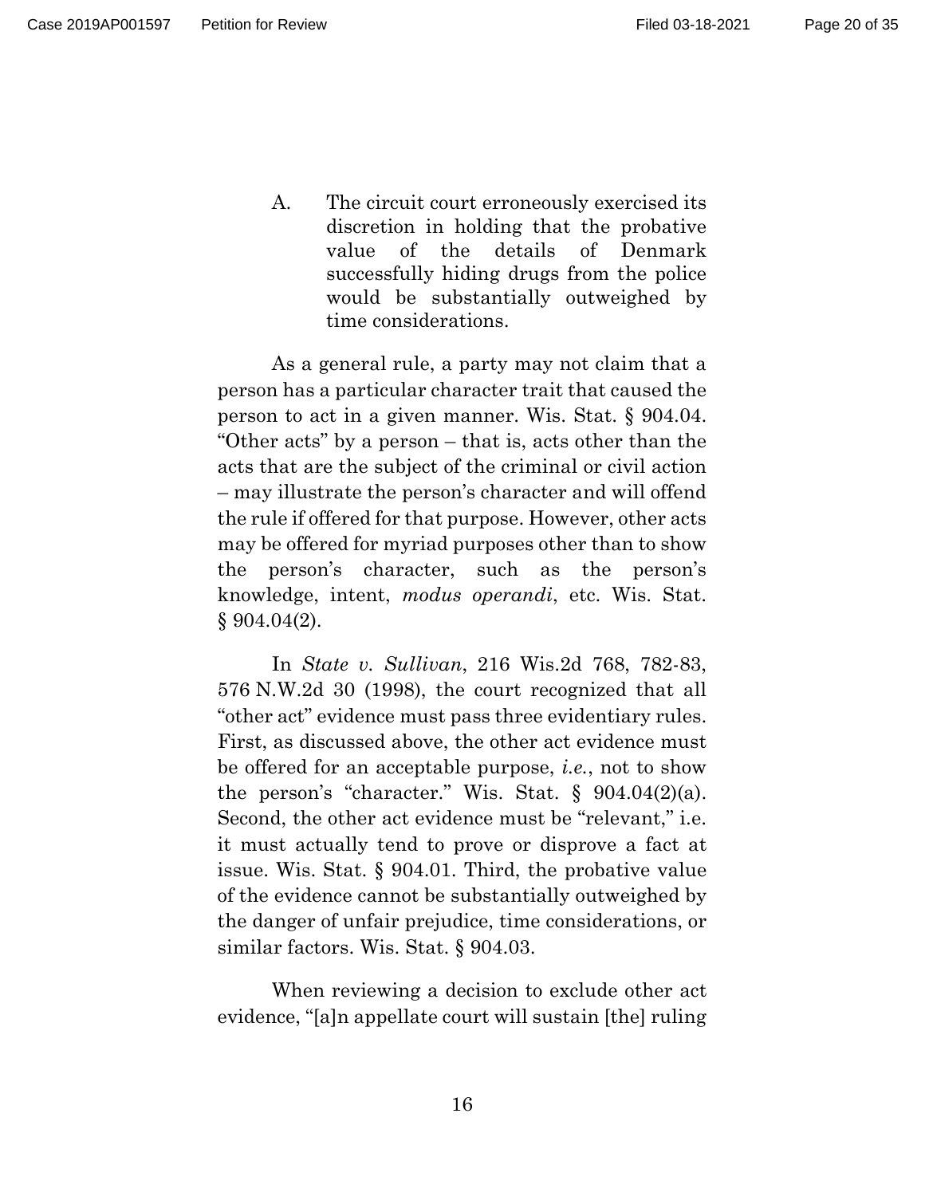A. The circuit court erroneously exercised its discretion in holding that the probative value of the details of Denmark successfully hiding drugs from the police would be substantially outweighed by time considerations.

As a general rule, a party may not claim that a person has a particular character trait that caused the person to act in a given manner. Wis. Stat. § 904.04. "Other acts" by a person – that is, acts other than the acts that are the subject of the criminal or civil action – may illustrate the person's character and will offend the rule if offered for that purpose. However, other acts may be offered for myriad purposes other than to show the person's character, such as the person's knowledge, intent, *modus operandi*, etc. Wis. Stat. § 904.04(2).

In *State v. Sullivan*, 216 Wis.2d 768, 782-83, 576 N.W.2d 30 (1998), the court recognized that all "other act" evidence must pass three evidentiary rules. First, as discussed above, the other act evidence must be offered for an acceptable purpose, *i.e.*, not to show the person's "character." Wis. Stat. § 904.04(2)(a). Second, the other act evidence must be "relevant," i.e. it must actually tend to prove or disprove a fact at issue. Wis. Stat. § 904.01. Third, the probative value of the evidence cannot be substantially outweighed by the danger of unfair prejudice, time considerations, or similar factors. Wis. Stat. § 904.03.

When reviewing a decision to exclude other act evidence, "[a]n appellate court will sustain [the] ruling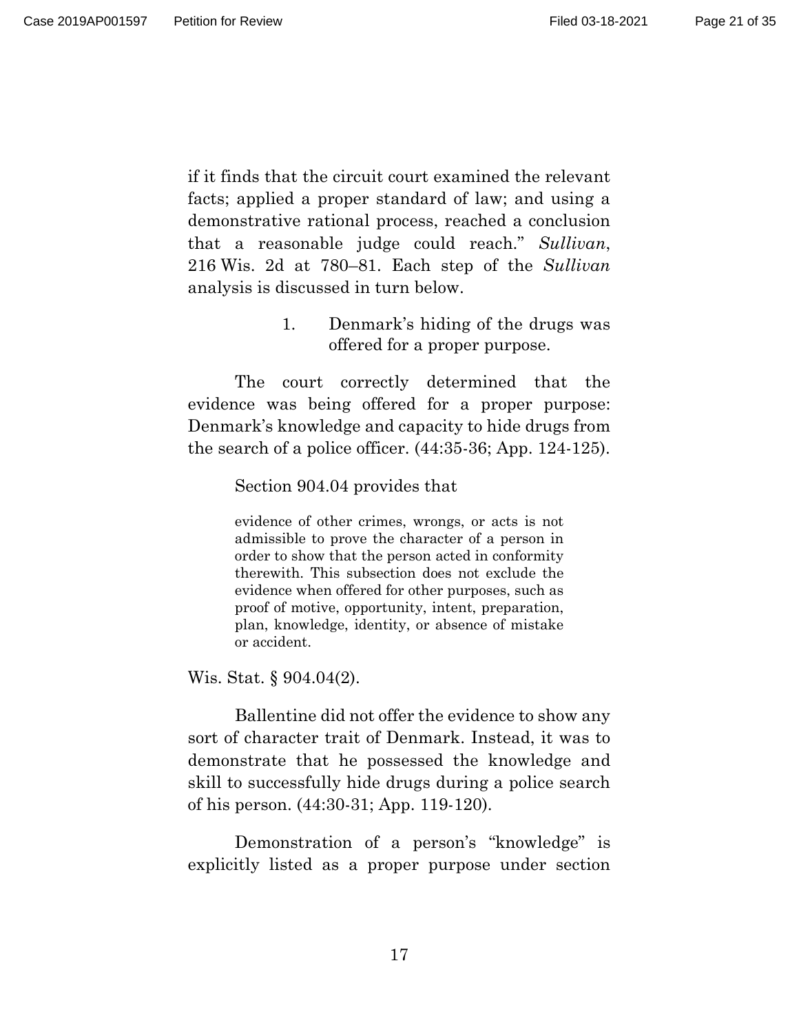if it finds that the circuit court examined the relevant facts; applied a proper standard of law; and using a demonstrative rational process, reached a conclusion that a reasonable judge could reach." *Sullivan*, 216 Wis. 2d at 780–81. Each step of the *Sullivan* analysis is discussed in turn below.

1. Denmark's hiding of the drugs was offered for a proper purpose.

The court correctly determined that the evidence was being offered for a proper purpose: Denmark's knowledge and capacity to hide drugs from the search of a police officer. (44:35-36; App. 124-125).

Section 904.04 provides that

> evidence of other crimes, wrongs, or acts is not admissible to prove the character of a person in order to show that the person acted in conformity therewith. This subsection does not exclude the evidence when offered for other purposes, such as proof of motive, opportunity, intent, preparation, plan, knowledge, identity, or absence of mistake or accident.

Wis. Stat. § 904.04(2).

Ballentine did not offer the evidence to show any sort of character trait of Denmark. Instead, it was to demonstrate that he possessed the knowledge and skill to successfully hide drugs during a police search of his person. (44:30-31; App. 119-120).

Demonstration of a person's "knowledge" is explicitly listed as a proper purpose under section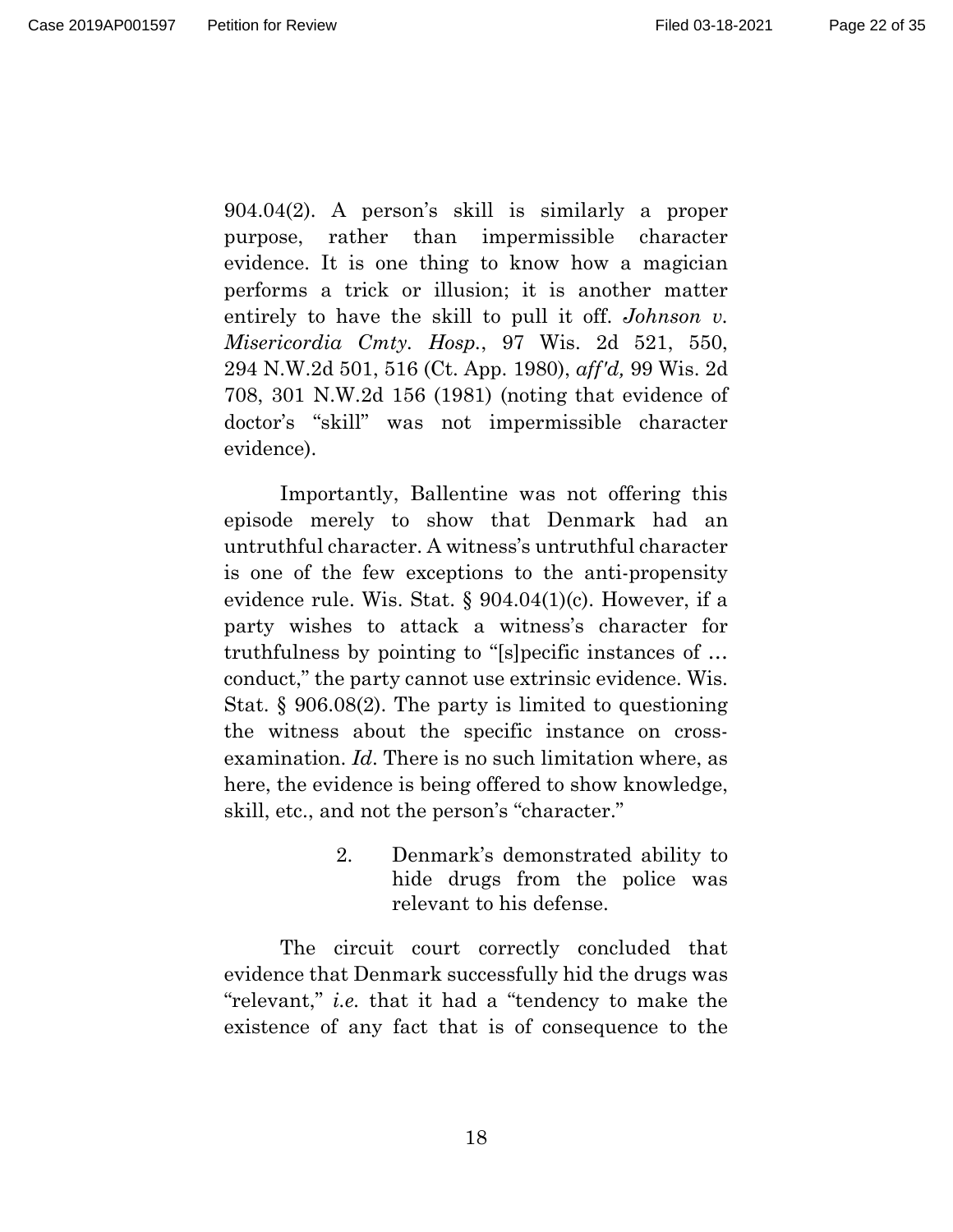904.04(2). A person's skill is similarly a proper purpose, rather than impermissible character evidence. It is one thing to know how a magician performs a trick or illusion; it is another matter entirely to have the skill to pull it off. *Johnson v. Misericordia Cmty. Hosp.*, 97 Wis. 2d 521, 550, 294 N.W.2d 501, 516 (Ct. App. 1980), *aff'd,* 99 Wis. 2d 708, 301 N.W.2d 156 (1981) (noting that evidence of doctor's "skill" was not impermissible character evidence).

Importantly, Ballentine was not offering this episode merely to show that Denmark had an untruthful character. A witness's untruthful character is one of the few exceptions to the anti-propensity evidence rule. Wis. Stat. § 904.04(1)(c). However, if a party wishes to attack a witness's character for truthfulness by pointing to "[s]pecific instances of … conduct," the party cannot use extrinsic evidence. Wis. Stat. § 906.08(2). The party is limited to questioning the witness about the specific instance on cross-examination. *Id*. There is no such limitation where, as here, the evidence is being offered to show knowledge, skill, etc., and not the person's "character."

2. Denmark's demonstrated ability to hide drugs from the police was relevant to his defense.

The circuit court correctly concluded that evidence that Denmark successfully hid the drugs was "relevant," *i.e.* that it had a "tendency to make the existence of any fact that is of consequence to the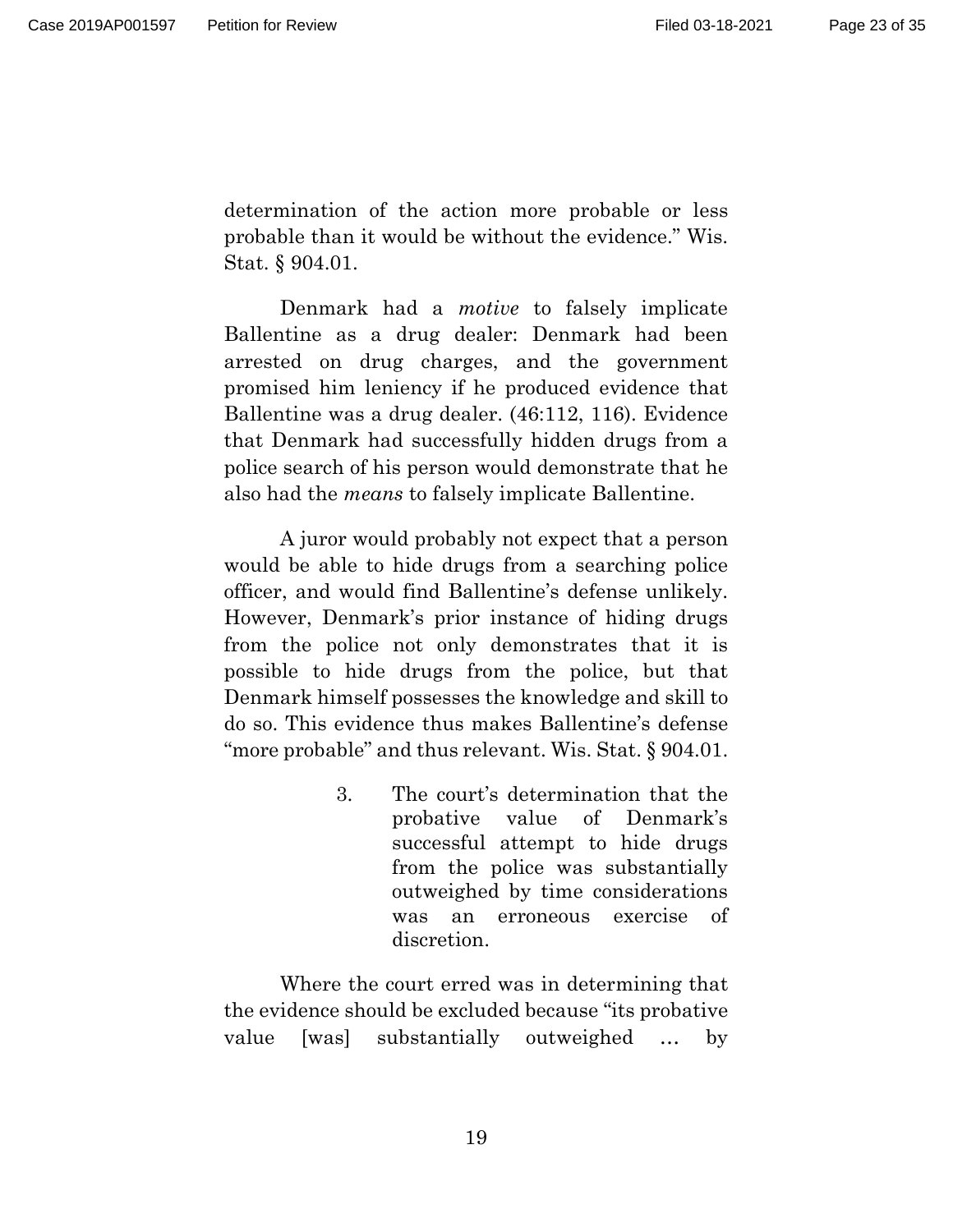determination of the action more probable or less probable than it would be without the evidence." Wis. Stat. § 904.01.

Denmark had a *motive* to falsely implicate Ballentine as a drug dealer: Denmark had been arrested on drug charges, and the government promised him leniency if he produced evidence that Ballentine was a drug dealer. (46:112, 116). Evidence that Denmark had successfully hidden drugs from a police search of his person would demonstrate that he also had the *means* to falsely implicate Ballentine.

A juror would probably not expect that a person would be able to hide drugs from a searching police officer, and would find Ballentine's defense unlikely. However, Denmark's prior instance of hiding drugs from the police not only demonstrates that it is possible to hide drugs from the police, but that Denmark himself possesses the knowledge and skill to do so. This evidence thus makes Ballentine's defense "more probable" and thus relevant. Wis. Stat. § 904.01.

3. The court's determination that the probative value of Denmark's successful attempt to hide drugs from the police was substantially outweighed by time considerations was an erroneous exercise of discretion.

Where the court erred was in determining that the evidence should be excluded because "its probative value [was] substantially outweighed … by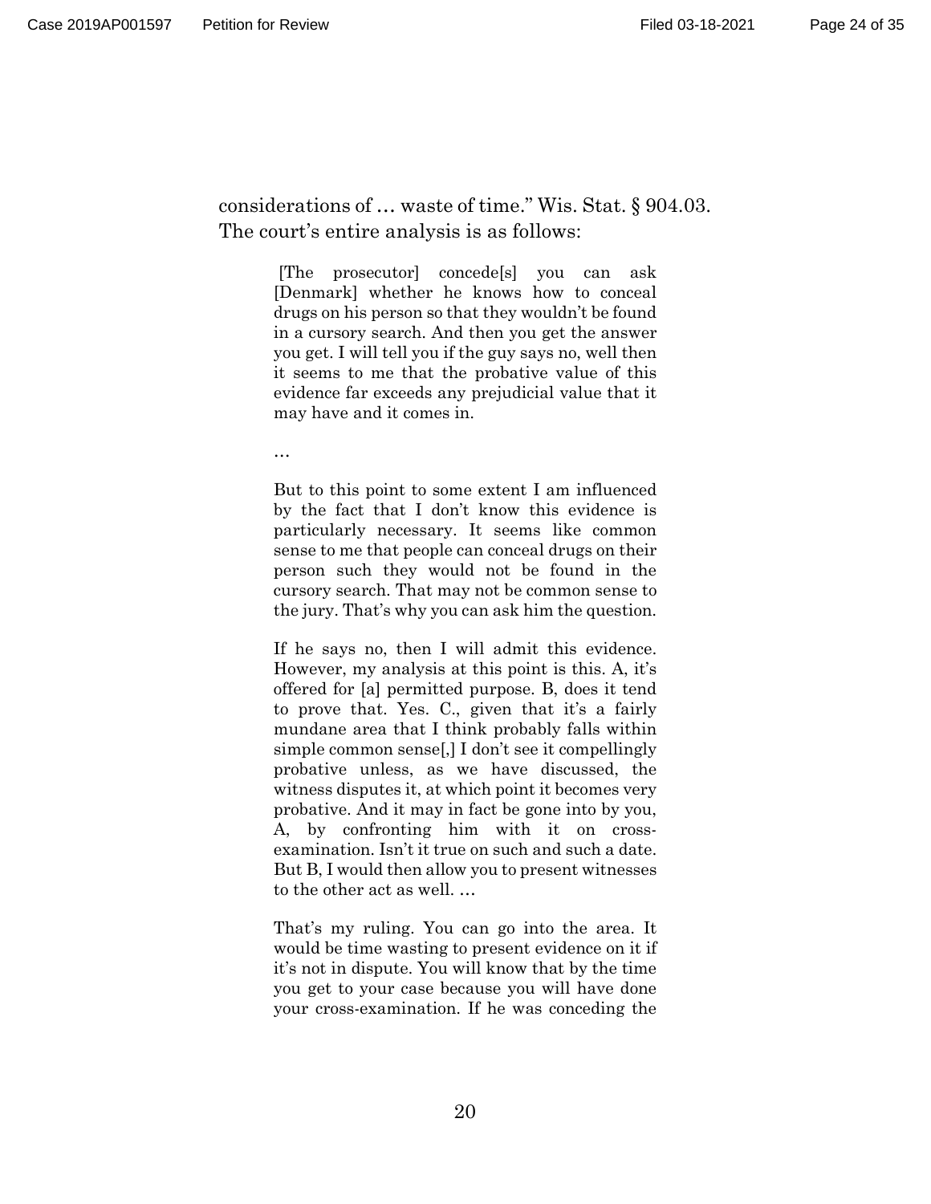considerations of … waste of time." Wis. Stat. § 904.03. The court's entire analysis is as follows:

> [The prosecutor] concede[s] you can ask [Denmark] whether he knows how to conceal drugs on his person so that they wouldn't be found in a cursory search. And then you get the answer you get. I will tell you if the guy says no, well then it seems to me that the probative value of this evidence far exceeds any prejudicial value that it may have and it comes in.
>
> …
>
> But to this point to some extent I am influenced by the fact that I don't know this evidence is particularly necessary. It seems like common sense to me that people can conceal drugs on their person such they would not be found in the cursory search. That may not be common sense to the jury. That's why you can ask him the question.
>
> If he says no, then I will admit this evidence. However, my analysis at this point is this. A, it's offered for [a] permitted purpose. B, does it tend to prove that. Yes. C., given that it's a fairly mundane area that I think probably falls within simple common sense[,] I don't see it compellingly probative unless, as we have discussed, the witness disputes it, at which point it becomes very probative. And it may in fact be gone into by you, A, by confronting him with it on cross-examination. Isn't it true on such and such a date. But B, I would then allow you to present witnesses to the other act as well. …
>
> That's my ruling. You can go into the area. It would be time wasting to present evidence on it if it's not in dispute. You will know that by the time you get to your case because you will have done your cross-examination. If he was conceding the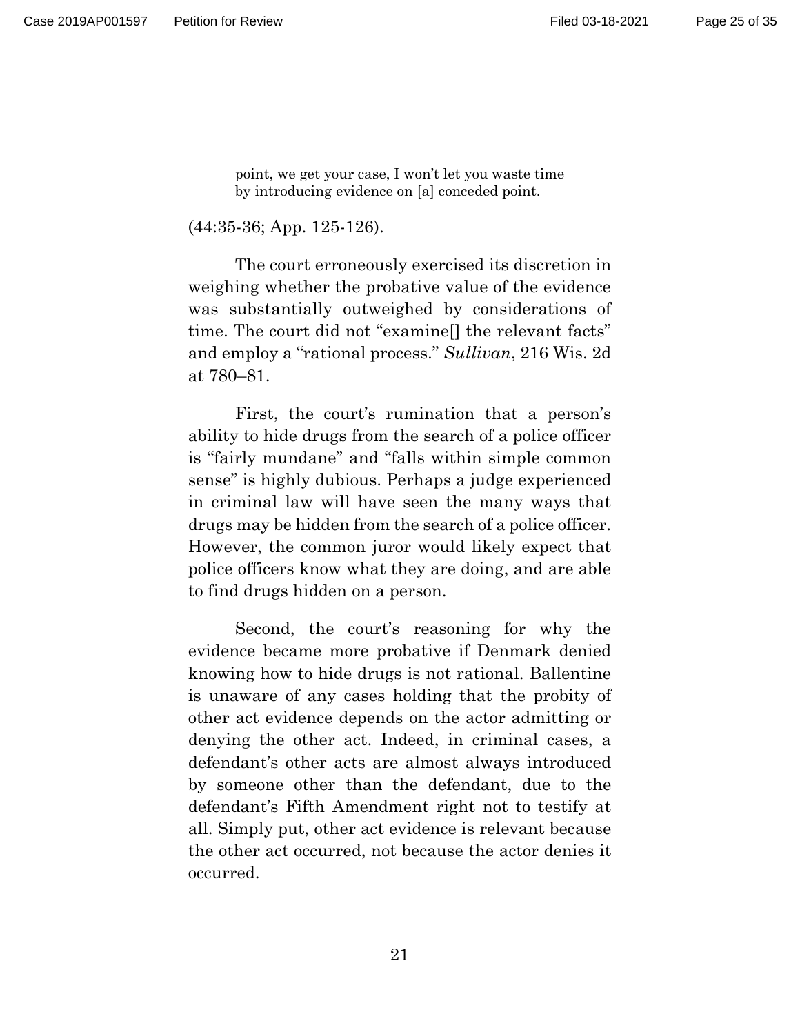> point, we get your case, I won't let you waste time by introducing evidence on [a] conceded point.

(44:35-36; App. 125-126).

The court erroneously exercised its discretion in weighing whether the probative value of the evidence was substantially outweighed by considerations of time. The court did not "examine[] the relevant facts" and employ a "rational process." *Sullivan*, 216 Wis. 2d at 780–81.

First, the court's rumination that a person's ability to hide drugs from the search of a police officer is "fairly mundane" and "falls within simple common sense" is highly dubious. Perhaps a judge experienced in criminal law will have seen the many ways that drugs may be hidden from the search of a police officer. However, the common juror would likely expect that police officers know what they are doing, and are able to find drugs hidden on a person.

Second, the court's reasoning for why the evidence became more probative if Denmark denied knowing how to hide drugs is not rational. Ballentine is unaware of any cases holding that the probity of other act evidence depends on the actor admitting or denying the other act. Indeed, in criminal cases, a defendant's other acts are almost always introduced by someone other than the defendant, due to the defendant's Fifth Amendment right not to testify at all. Simply put, other act evidence is relevant because the other act occurred, not because the actor denies it occurred.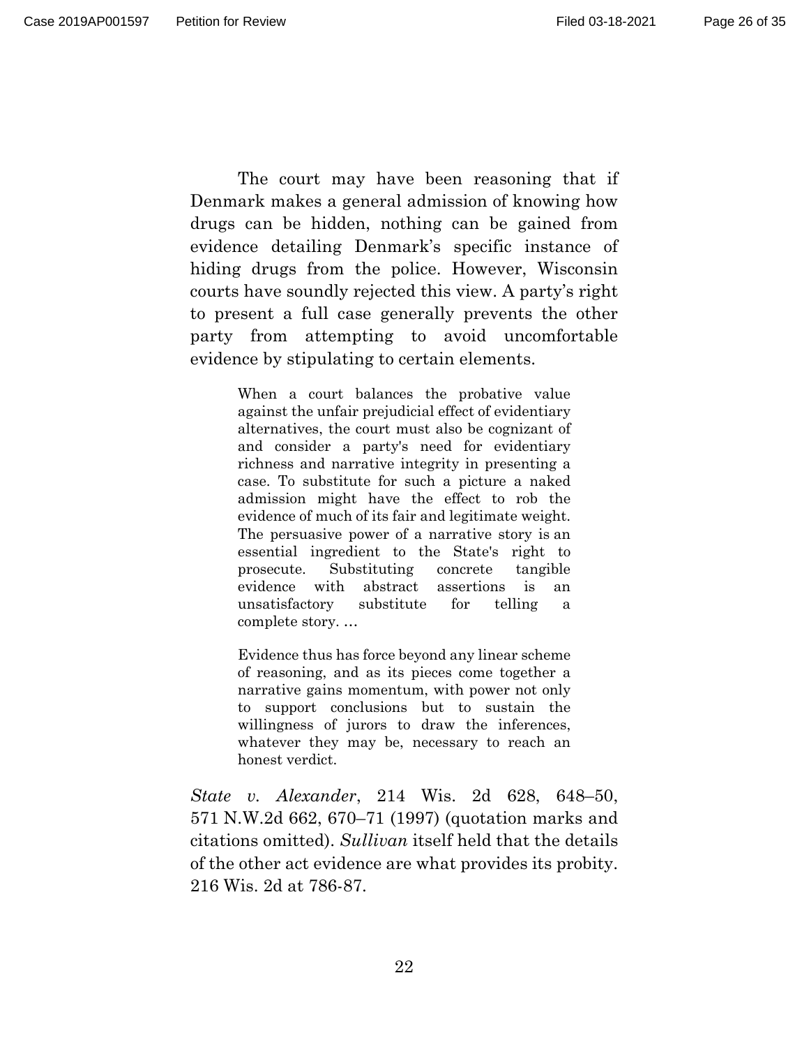The court may have been reasoning that if Denmark makes a general admission of knowing how drugs can be hidden, nothing can be gained from evidence detailing Denmark's specific instance of hiding drugs from the police. However, Wisconsin courts have soundly rejected this view. A party's right to present a full case generally prevents the other party from attempting to avoid uncomfortable evidence by stipulating to certain elements.

> When a court balances the probative value against the unfair prejudicial effect of evidentiary alternatives, the court must also be cognizant of and consider a party's need for evidentiary richness and narrative integrity in presenting a case. To substitute for such a picture a naked admission might have the effect to rob the evidence of much of its fair and legitimate weight. The persuasive power of a narrative story is an essential ingredient to the State's right to prosecute. Substituting concrete tangible evidence with abstract assertions is an unsatisfactory substitute for telling a complete story. …
>
> Evidence thus has force beyond any linear scheme of reasoning, and as its pieces come together a narrative gains momentum, with power not only to support conclusions but to sustain the willingness of jurors to draw the inferences, whatever they may be, necessary to reach an honest verdict.

*State v. Alexander*, 214 Wis. 2d 628, 648–50, 571 N.W.2d 662, 670–71 (1997) (quotation marks and citations omitted). *Sullivan* itself held that the details of the other act evidence are what provides its probity. 216 Wis. 2d at 786-87.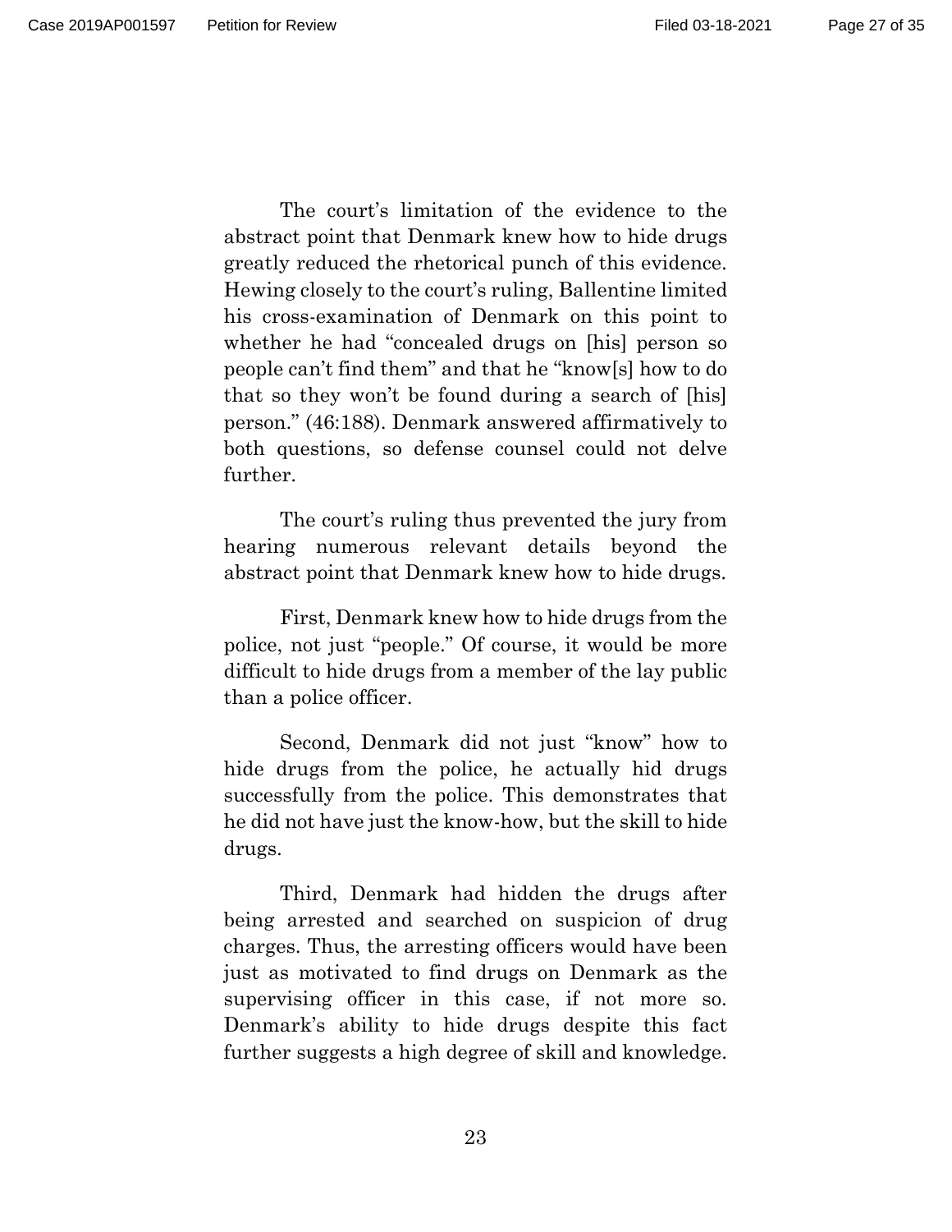The court's limitation of the evidence to the abstract point that Denmark knew how to hide drugs greatly reduced the rhetorical punch of this evidence. Hewing closely to the court's ruling, Ballentine limited his cross-examination of Denmark on this point to whether he had "concealed drugs on [his] person so people can't find them" and that he "know[s] how to do that so they won't be found during a search of [his] person." (46:188). Denmark answered affirmatively to both questions, so defense counsel could not delve further.

The court's ruling thus prevented the jury from hearing numerous relevant details beyond the abstract point that Denmark knew how to hide drugs.

First, Denmark knew how to hide drugs from the police, not just "people." Of course, it would be more difficult to hide drugs from a member of the lay public than a police officer.

Second, Denmark did not just "know" how to hide drugs from the police, he actually hid drugs successfully from the police. This demonstrates that he did not have just the know-how, but the skill to hide drugs.

Third, Denmark had hidden the drugs after being arrested and searched on suspicion of drug charges. Thus, the arresting officers would have been just as motivated to find drugs on Denmark as the supervising officer in this case, if not more so. Denmark's ability to hide drugs despite this fact further suggests a high degree of skill and knowledge.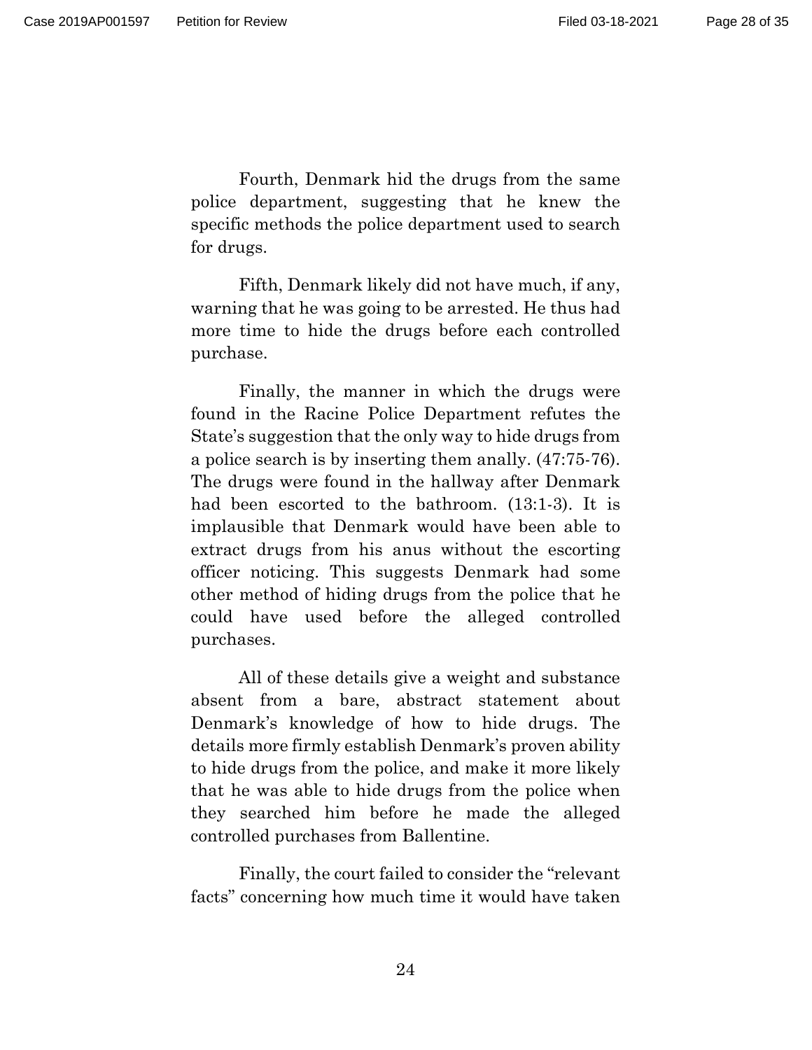Fourth, Denmark hid the drugs from the same police department, suggesting that he knew the specific methods the police department used to search for drugs.

Fifth, Denmark likely did not have much, if any, warning that he was going to be arrested. He thus had more time to hide the drugs before each controlled purchase.

Finally, the manner in which the drugs were found in the Racine Police Department refutes the State's suggestion that the only way to hide drugs from a police search is by inserting them anally. (47:75-76). The drugs were found in the hallway after Denmark had been escorted to the bathroom. (13:1-3). It is implausible that Denmark would have been able to extract drugs from his anus without the escorting officer noticing. This suggests Denmark had some other method of hiding drugs from the police that he could have used before the alleged controlled purchases.

All of these details give a weight and substance absent from a bare, abstract statement about Denmark's knowledge of how to hide drugs. The details more firmly establish Denmark's proven ability to hide drugs from the police, and make it more likely that he was able to hide drugs from the police when they searched him before he made the alleged controlled purchases from Ballentine.

Finally, the court failed to consider the "relevant facts" concerning how much time it would have taken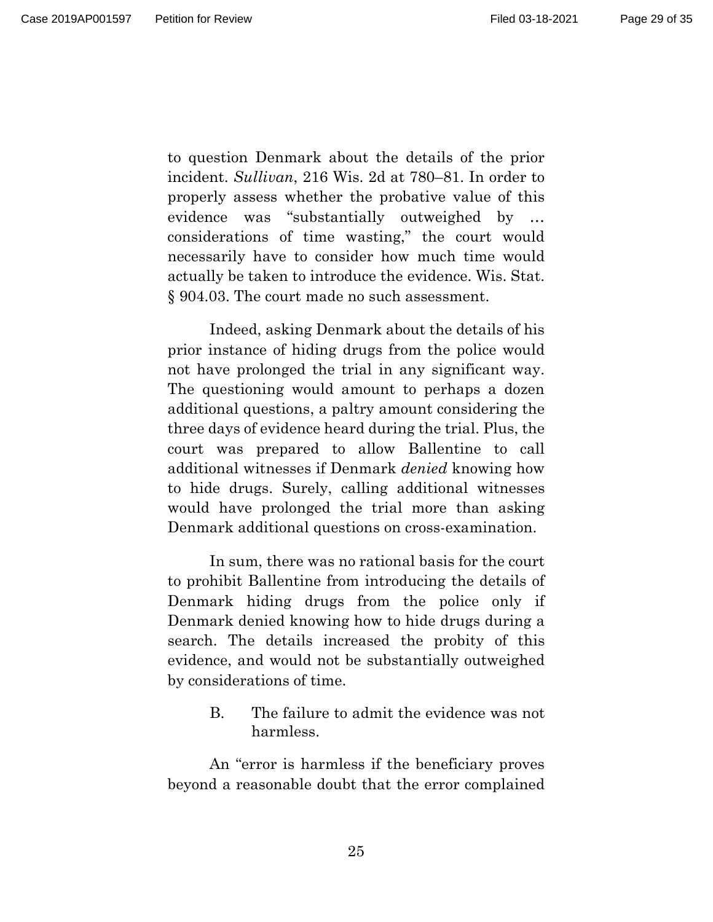to question Denmark about the details of the prior incident. *Sullivan*, 216 Wis. 2d at 780–81. In order to properly assess whether the probative value of this evidence was "substantially outweighed by … considerations of time wasting," the court would necessarily have to consider how much time would actually be taken to introduce the evidence. Wis. Stat. § 904.03. The court made no such assessment.

Indeed, asking Denmark about the details of his prior instance of hiding drugs from the police would not have prolonged the trial in any significant way. The questioning would amount to perhaps a dozen additional questions, a paltry amount considering the three days of evidence heard during the trial. Plus, the court was prepared to allow Ballentine to call additional witnesses if Denmark *denied* knowing how to hide drugs. Surely, calling additional witnesses would have prolonged the trial more than asking Denmark additional questions on cross-examination.

In sum, there was no rational basis for the court to prohibit Ballentine from introducing the details of Denmark hiding drugs from the police only if Denmark denied knowing how to hide drugs during a search. The details increased the probity of this evidence, and would not be substantially outweighed by considerations of time.

### B. The failure to admit the evidence was not harmless.

An "error is harmless if the beneficiary proves beyond a reasonable doubt that the error complained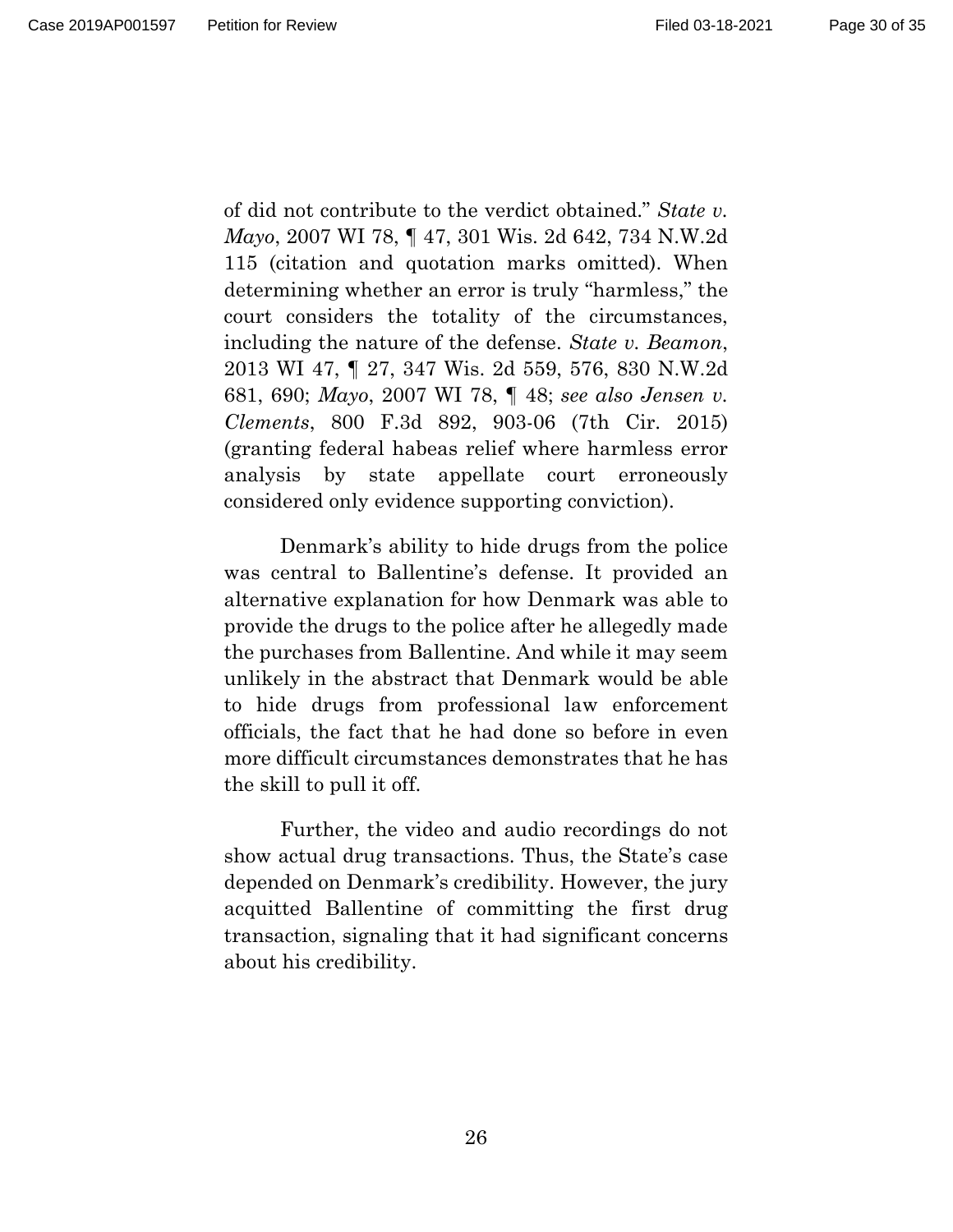of did not contribute to the verdict obtained." *State v. Mayo*, 2007 WI 78, ¶ 47, 301 Wis. 2d 642, 734 N.W.2d 115 (citation and quotation marks omitted). When determining whether an error is truly "harmless," the court considers the totality of the circumstances, including the nature of the defense. *State v. Beamon*, 2013 WI 47, ¶ 27, 347 Wis. 2d 559, 576, 830 N.W.2d 681, 690; *Mayo*, 2007 WI 78, ¶ 48; *see also Jensen v. Clements*, 800 F.3d 892, 903-06 (7th Cir. 2015) (granting federal habeas relief where harmless error analysis by state appellate court erroneously considered only evidence supporting conviction).

Denmark's ability to hide drugs from the police was central to Ballentine's defense. It provided an alternative explanation for how Denmark was able to provide the drugs to the police after he allegedly made the purchases from Ballentine. And while it may seem unlikely in the abstract that Denmark would be able to hide drugs from professional law enforcement officials, the fact that he had done so before in even more difficult circumstances demonstrates that he has the skill to pull it off.

Further, the video and audio recordings do not show actual drug transactions. Thus, the State's case depended on Denmark's credibility. However, the jury acquitted Ballentine of committing the first drug transaction, signaling that it had significant concerns about his credibility.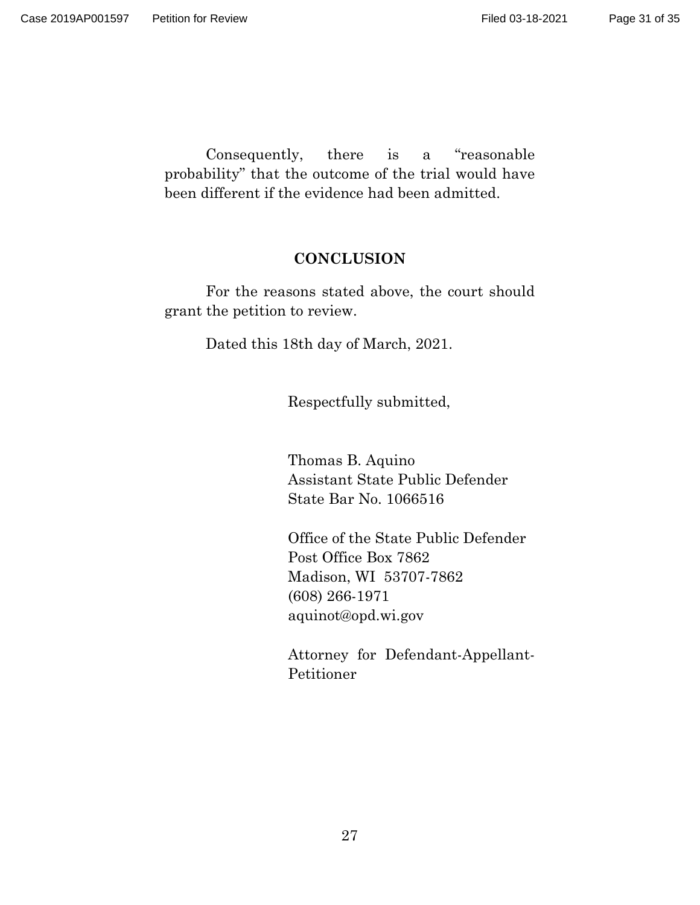Consequently, there is a “reasonable probability” that the outcome of the trial would have been different if the evidence had been admitted.

## CONCLUSION

For the reasons stated above, the court should grant the petition to review.

Dated this 18th day of March, 2021.

Respectfully submitted,

Thomas B. Aquino
Assistant State Public Defender
State Bar No. 1066516

Office of the State Public Defender
Post Office Box 7862
Madison, WI 53707-7862
(608) 266-1971
aquinot@opd.wi.gov

Attorney for Defendant-Appellant-Petitioner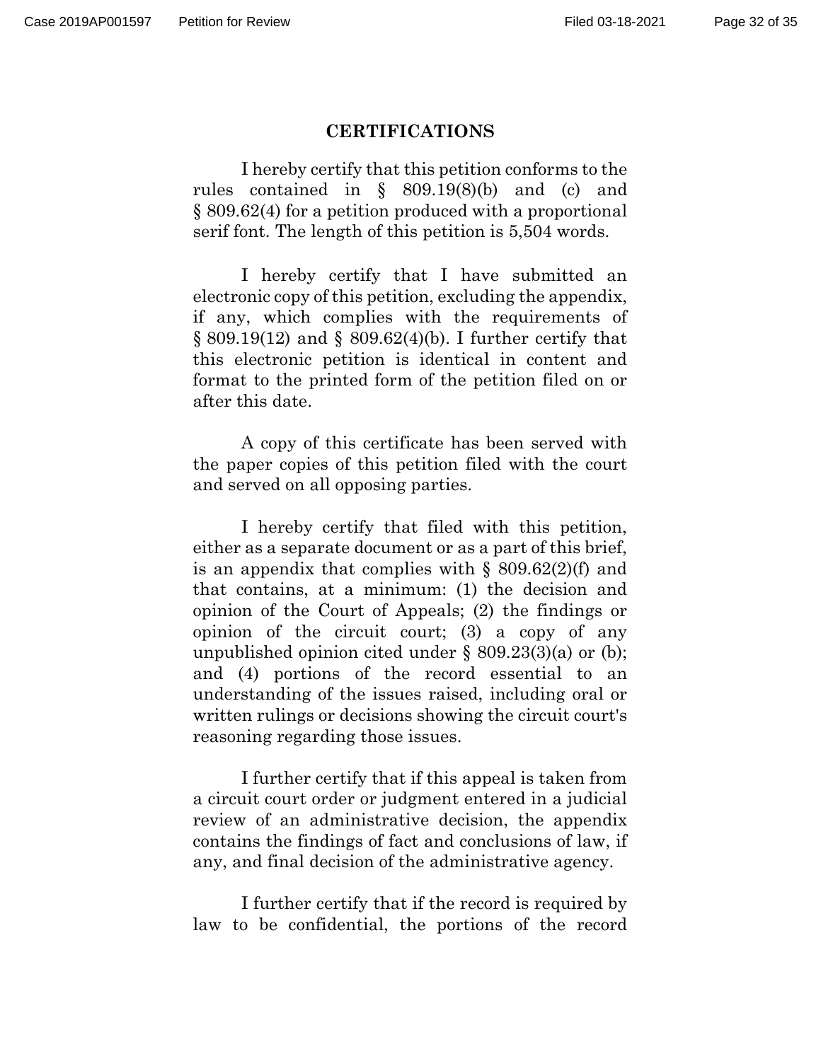## CERTIFICATIONS

I hereby certify that this petition conforms to the rules contained in § 809.19(8)(b) and (c) and § 809.62(4) for a petition produced with a proportional serif font. The length of this petition is 5,504 words.

I hereby certify that I have submitted an electronic copy of this petition, excluding the appendix, if any, which complies with the requirements of § 809.19(12) and § 809.62(4)(b). I further certify that this electronic petition is identical in content and format to the printed form of the petition filed on or after this date.

A copy of this certificate has been served with the paper copies of this petition filed with the court and served on all opposing parties.

I hereby certify that filed with this petition, either as a separate document or as a part of this brief, is an appendix that complies with § 809.62(2)(f) and that contains, at a minimum: (1) the decision and opinion of the Court of Appeals; (2) the findings or opinion of the circuit court; (3) a copy of any unpublished opinion cited under § 809.23(3)(a) or (b); and (4) portions of the record essential to an understanding of the issues raised, including oral or written rulings or decisions showing the circuit court's reasoning regarding those issues.

I further certify that if this appeal is taken from a circuit court order or judgment entered in a judicial review of an administrative decision, the appendix contains the findings of fact and conclusions of law, if any, and final decision of the administrative agency.

I further certify that if the record is required by law to be confidential, the portions of the record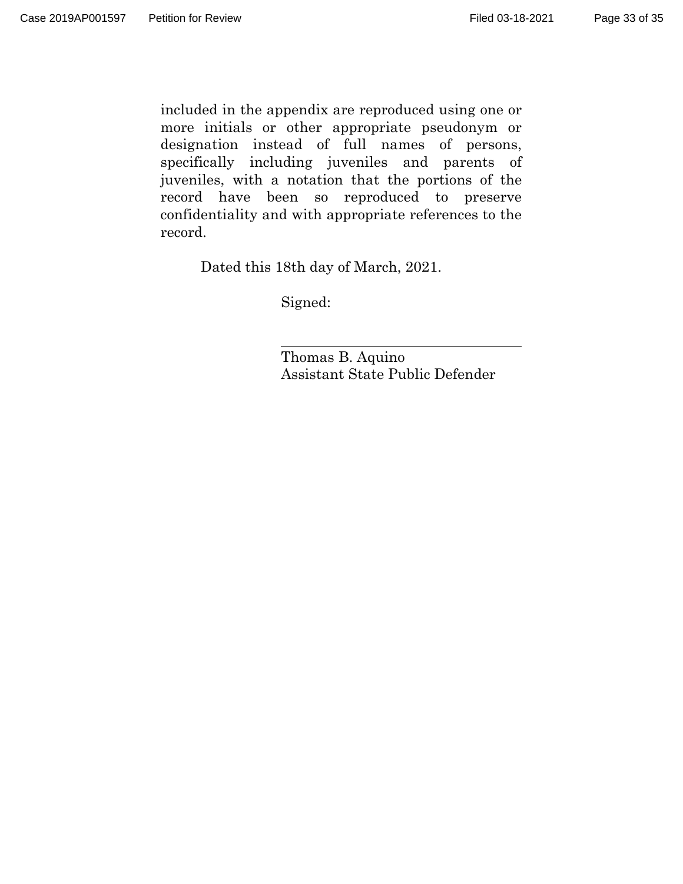included in the appendix are reproduced using one or more initials or other appropriate pseudonym or designation instead of full names of persons, specifically including juveniles and parents of juveniles, with a notation that the portions of the record have been so reproduced to preserve confidentiality and with appropriate references to the record.

Dated this 18th day of March, 2021.

Signed:

\_\_\_\_\_\_\_\_\_\_\_\_\_\_\_\_\_\_\_\_\_\_\_\_\_\_\_\_\_\_

Thomas B. Aquino
Assistant State Public Defender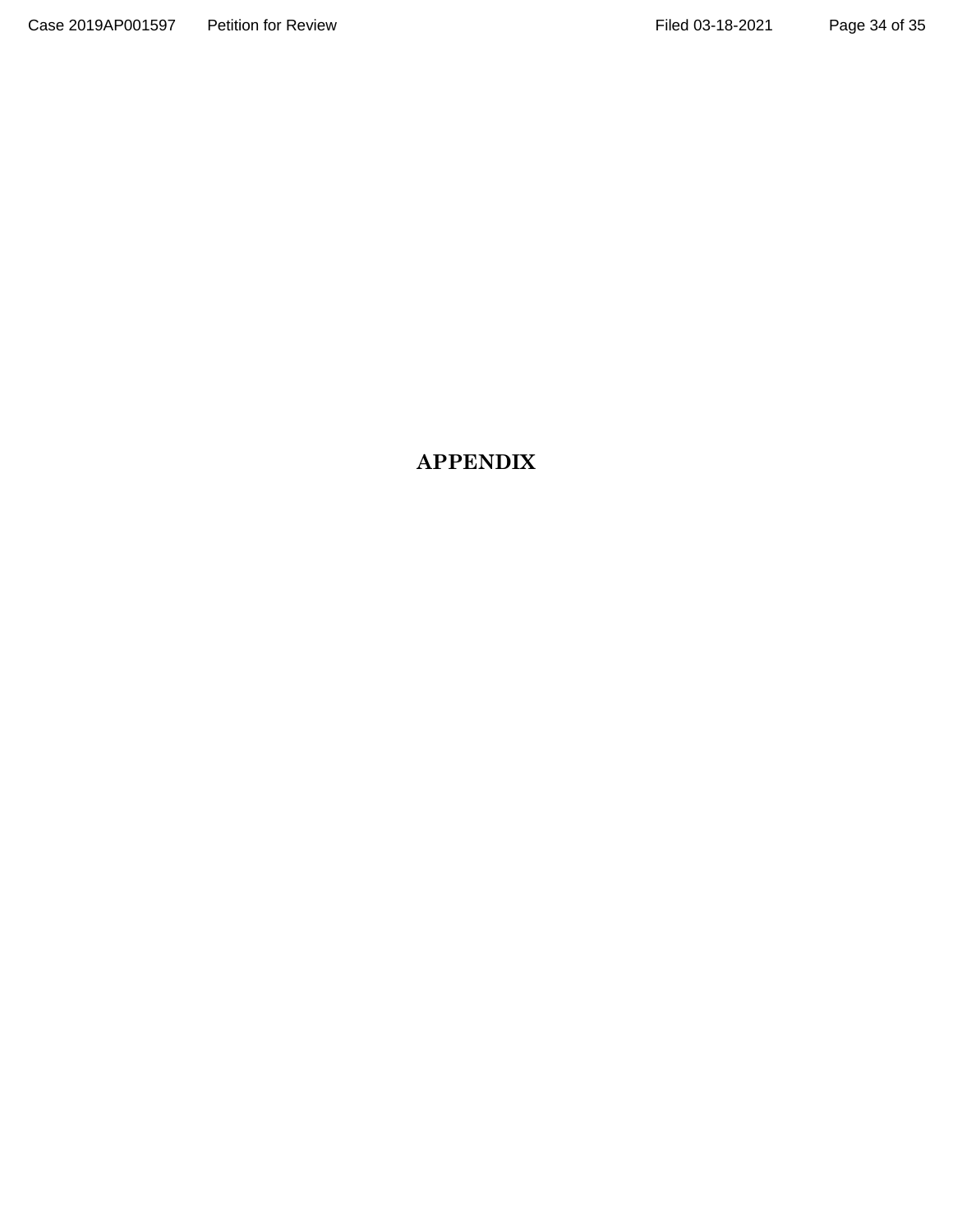# APPENDIX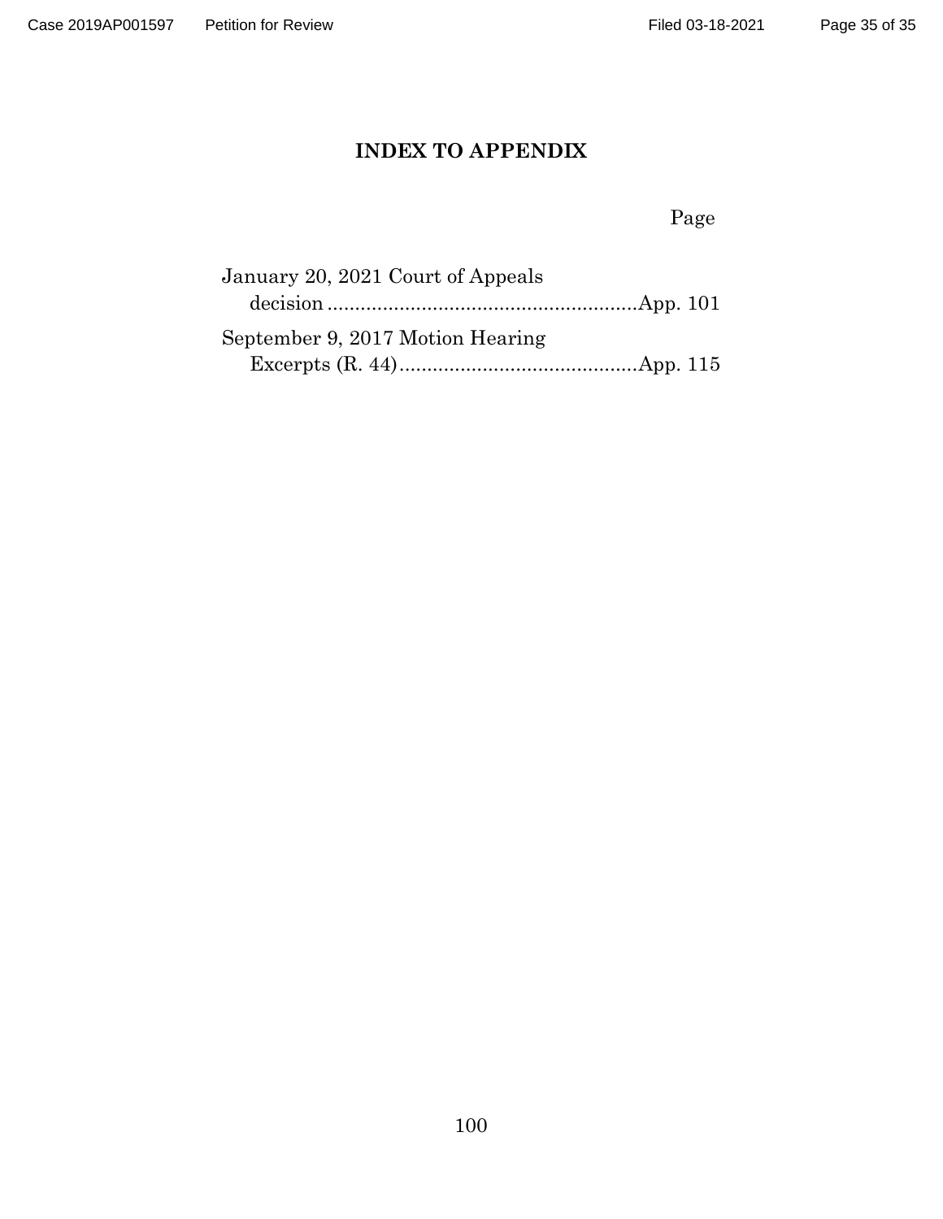# INDEX TO APPENDIX

Page

January 20, 2021 Court of Appeals decision ........................................................App. 101

September 9, 2017 Motion Hearing Excerpts (R. 44)..........................................App. 115